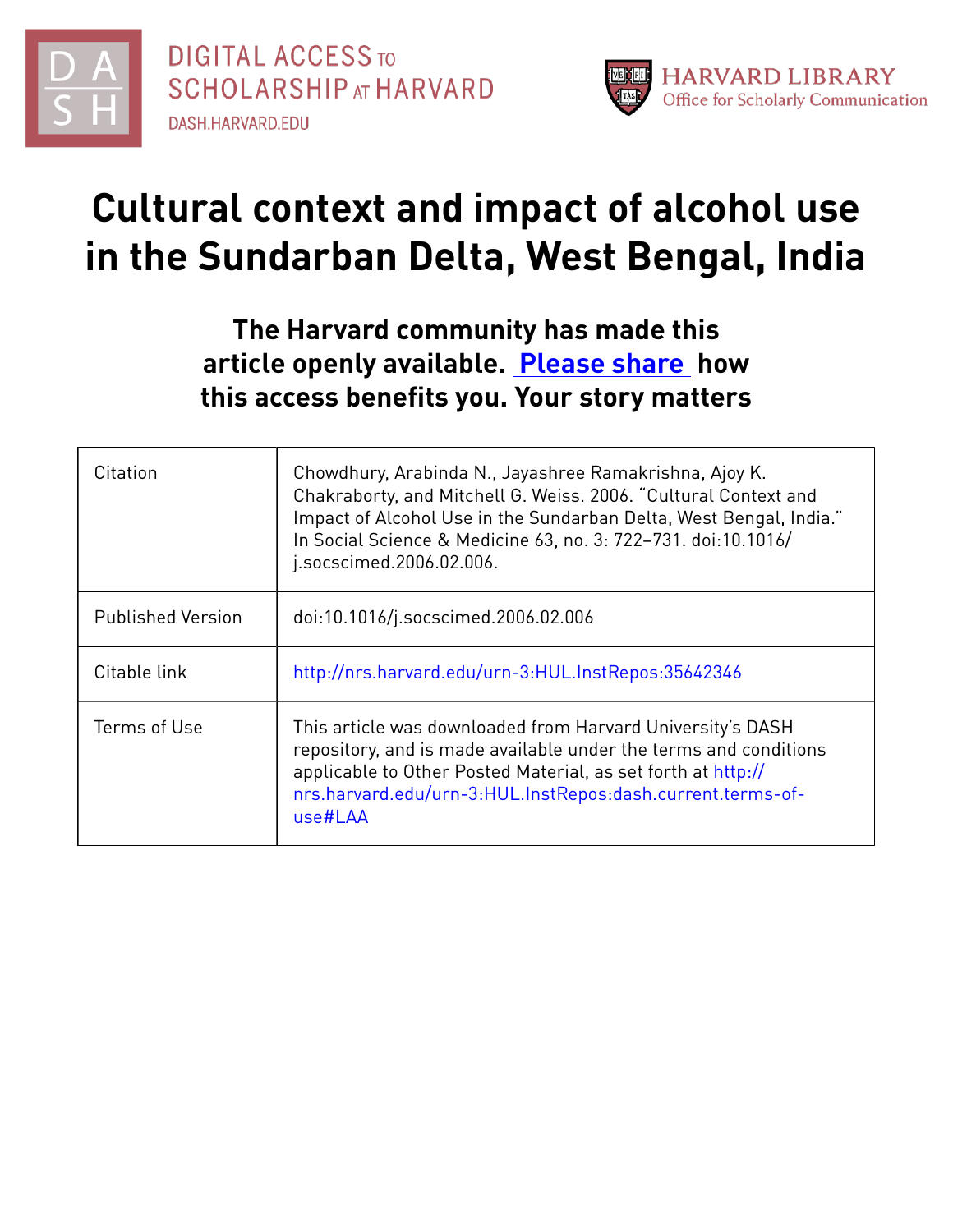DIGITAL ACCESS TO SCHOLARSHIP AT HARVARD
DASH.HARVARD.EDU

HARVARD LIBRARY
Office for Scholarly Communication

# Cultural context and impact of alcohol use in the Sundarban Delta, West Bengal, India

**The Harvard community has made this article openly available. Please share how this access benefits you. Your story matters**

| | |
|---|---|
| Citation | Chowdhury, Arabinda N., Jayashree Ramakrishna, Ajoy K. Chakraborty, and Mitchell G. Weiss. 2006. "Cultural Context and Impact of Alcohol Use in the Sundarban Delta, West Bengal, India." In Social Science & Medicine 63, no. 3: 722–731. doi:10.1016/j.socscimed.2006.02.006. |
| Published Version | doi:10.1016/j.socscimed.2006.02.006 |
| Citable link | http://nrs.harvard.edu/urn-3:HUL.InstRepos:35642346 |
| Terms of Use | This article was downloaded from Harvard University's DASH repository, and is made available under the terms and conditions applicable to Other Posted Material, as set forth at http://nrs.harvard.edu/urn-3:HUL.InstRepos:dash.current.terms-of-use#LAA |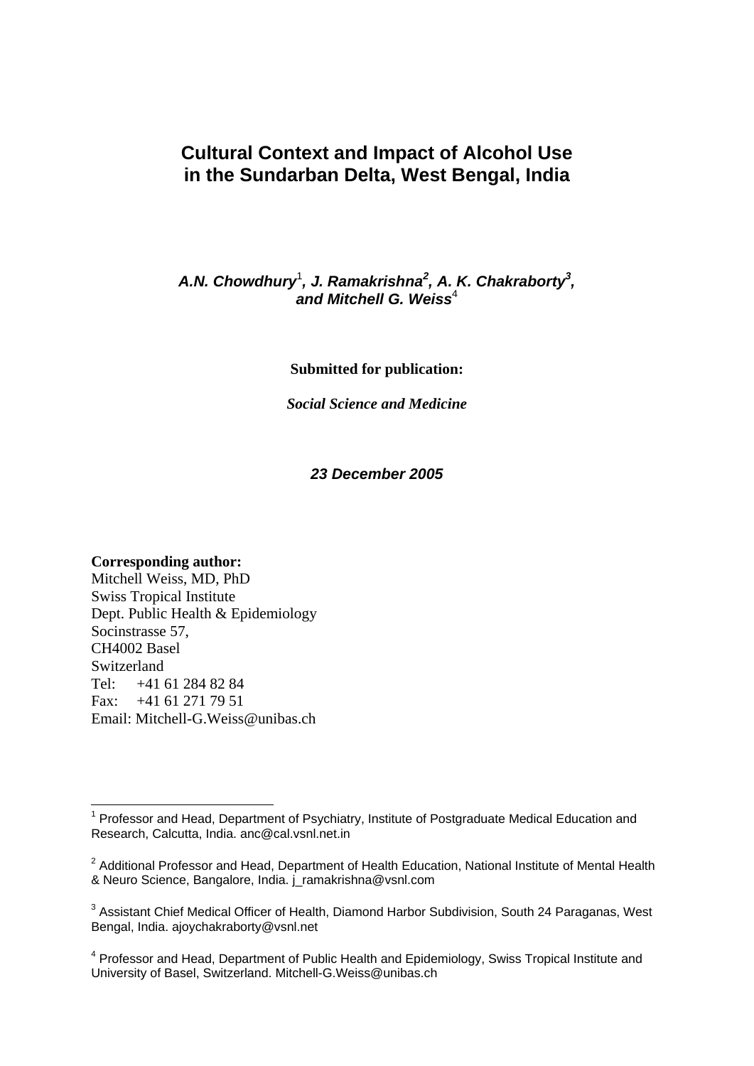# Cultural Context and Impact of Alcohol Use in the Sundarban Delta, West Bengal, India

***A.N. Chowdhury*[1], *J. Ramakrishna*[2], *A. K. Chakraborty*[3], *and Mitchell G. Weiss*[4]**

**Submitted for publication:**

***Social Science and Medicine***

***23 December 2005***

**Corresponding author:**
Mitchell Weiss, MD, PhD
Swiss Tropical Institute
Dept. Public Health & Epidemiology
Socinstrasse 57,
CH4002 Basel
Switzerland
Tel: +41 61 284 82 84
Fax: +41 61 271 79 51
Email: Mitchell-G.Weiss@unibas.ch

---

[1] Professor and Head, Department of Psychiatry, Institute of Postgraduate Medical Education and Research, Calcutta, India. anc@cal.vsnl.net.in

[2] Additional Professor and Head, Department of Health Education, National Institute of Mental Health & Neuro Science, Bangalore, India. j_ramakrishna@vsnl.com

[3] Assistant Chief Medical Officer of Health, Diamond Harbor Subdivision, South 24 Paraganas, West Bengal, India. ajoychakraborty@vsnl.net

[4] Professor and Head, Department of Public Health and Epidemiology, Swiss Tropical Institute and University of Basel, Switzerland. Mitchell-G.Weiss@unibas.ch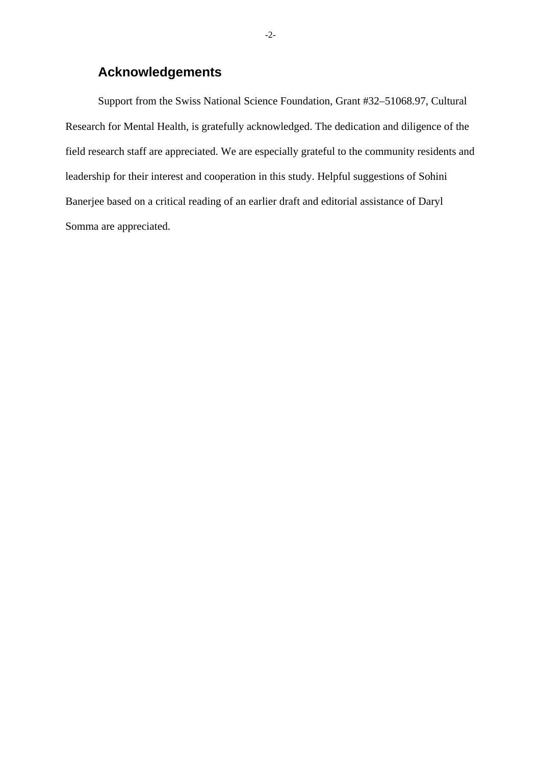## Acknowledgements

Support from the Swiss National Science Foundation, Grant #32–51068.97, Cultural Research for Mental Health, is gratefully acknowledged. The dedication and diligence of the field research staff are appreciated. We are especially grateful to the community residents and leadership for their interest and cooperation in this study. Helpful suggestions of Sohini Banerjee based on a critical reading of an earlier draft and editorial assistance of Daryl Somma are appreciated.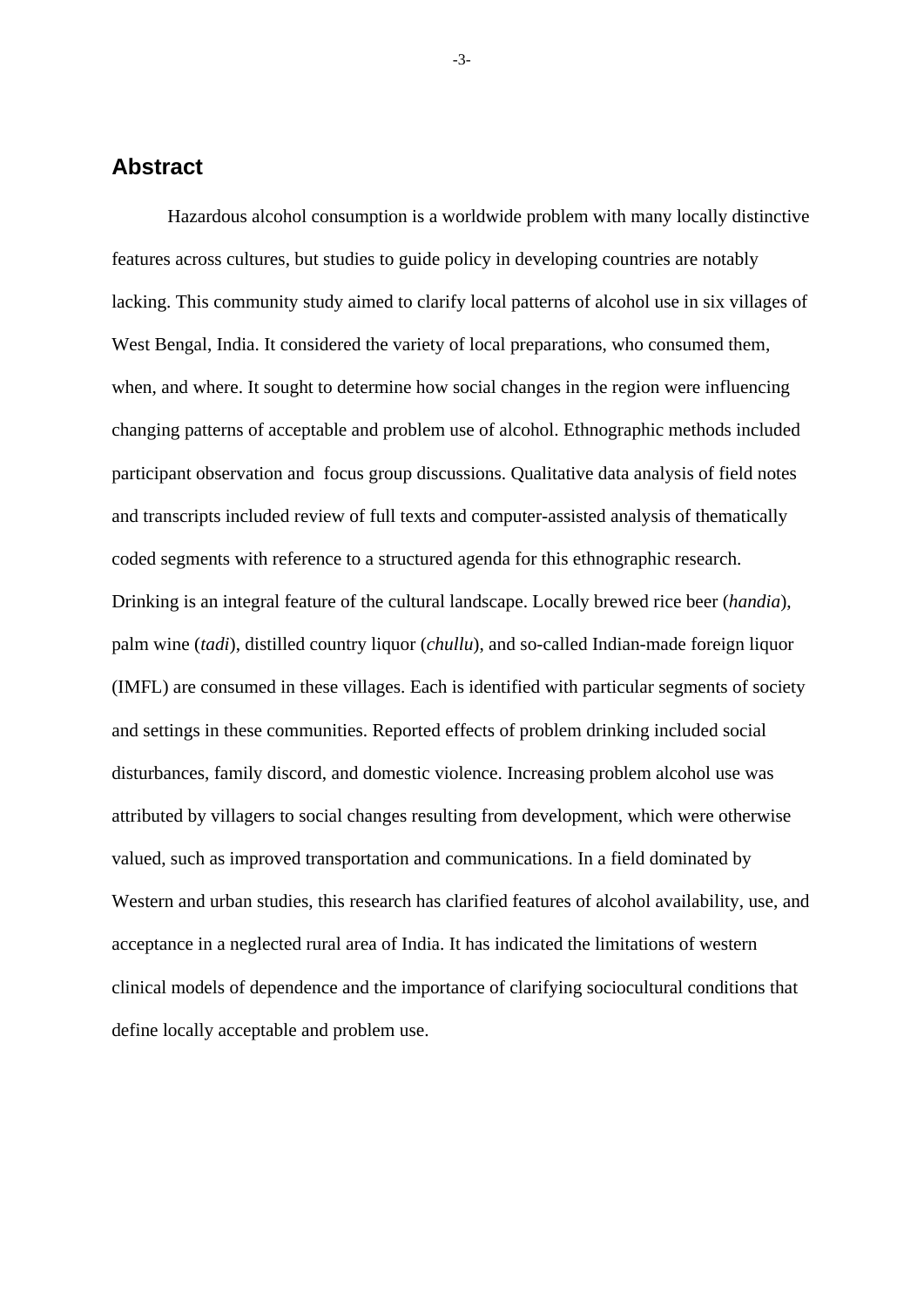## Abstract

Hazardous alcohol consumption is a worldwide problem with many locally distinctive features across cultures, but studies to guide policy in developing countries are notably lacking. This community study aimed to clarify local patterns of alcohol use in six villages of West Bengal, India. It considered the variety of local preparations, who consumed them, when, and where. It sought to determine how social changes in the region were influencing changing patterns of acceptable and problem use of alcohol. Ethnographic methods included participant observation and focus group discussions. Qualitative data analysis of field notes and transcripts included review of full texts and computer-assisted analysis of thematically coded segments with reference to a structured agenda for this ethnographic research. Drinking is an integral feature of the cultural landscape. Locally brewed rice beer (*handia*), palm wine (*tadi*), distilled country liquor (*chullu*), and so-called Indian-made foreign liquor (IMFL) are consumed in these villages. Each is identified with particular segments of society and settings in these communities. Reported effects of problem drinking included social disturbances, family discord, and domestic violence. Increasing problem alcohol use was attributed by villagers to social changes resulting from development, which were otherwise valued, such as improved transportation and communications. In a field dominated by Western and urban studies, this research has clarified features of alcohol availability, use, and acceptance in a neglected rural area of India. It has indicated the limitations of western clinical models of dependence and the importance of clarifying sociocultural conditions that define locally acceptable and problem use.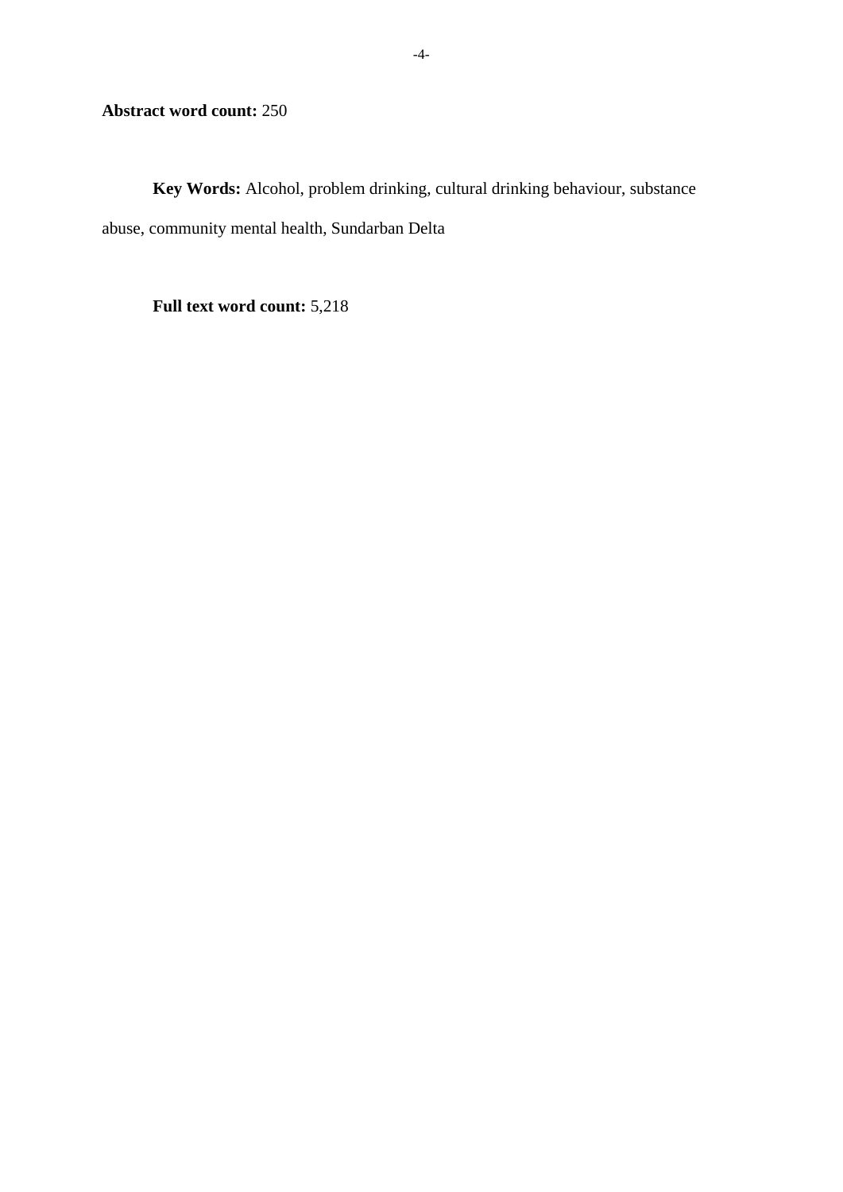**Abstract word count:** 250

**Key Words:** Alcohol, problem drinking, cultural drinking behaviour, substance abuse, community mental health, Sundarban Delta

**Full text word count:** 5,218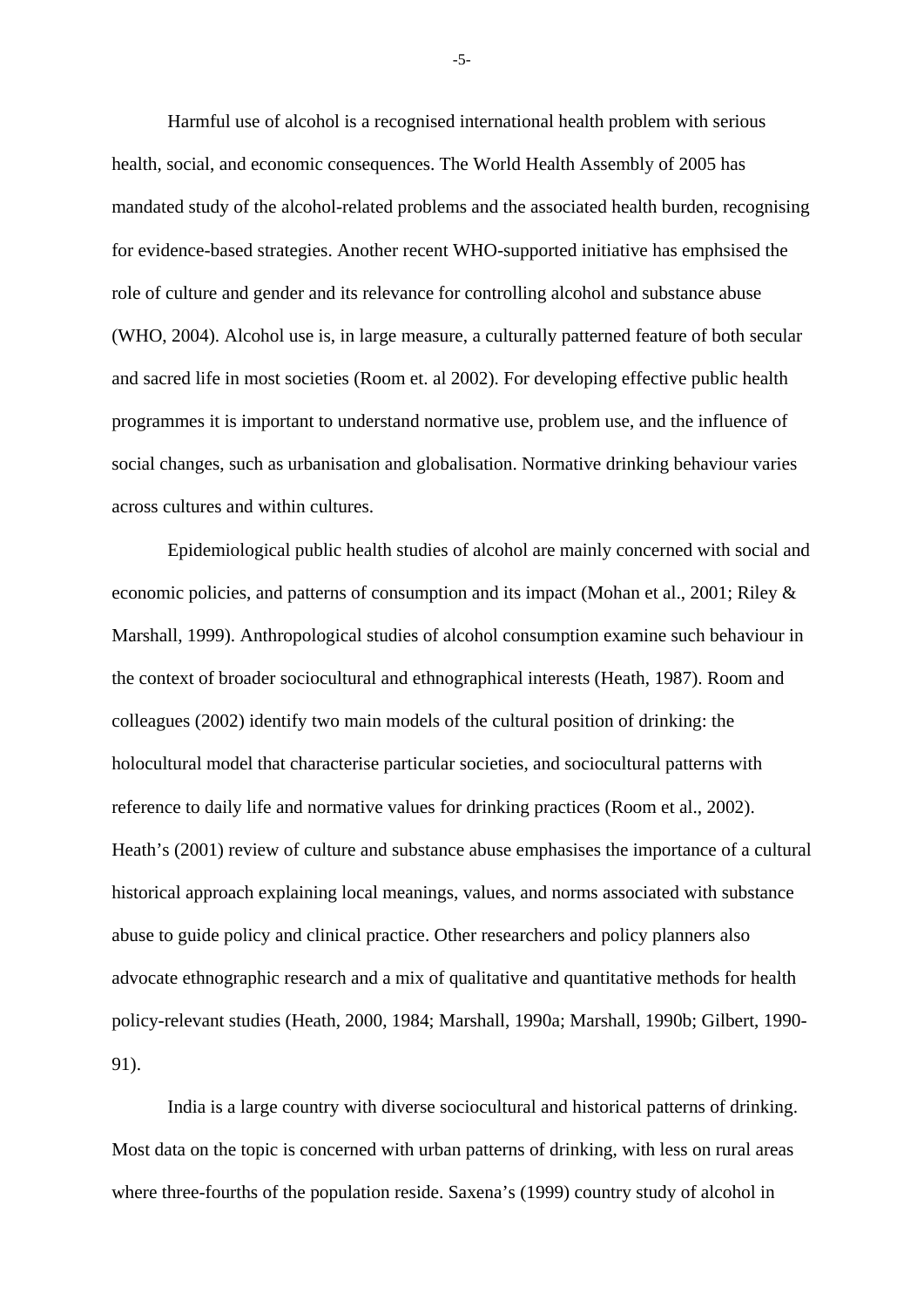Harmful use of alcohol is a recognised international health problem with serious health, social, and economic consequences. The World Health Assembly of 2005 has mandated study of the alcohol-related problems and the associated health burden, recognising for evidence-based strategies. Another recent WHO-supported initiative has emphsised the role of culture and gender and its relevance for controlling alcohol and substance abuse (WHO, 2004). Alcohol use is, in large measure, a culturally patterned feature of both secular and sacred life in most societies (Room et. al 2002). For developing effective public health programmes it is important to understand normative use, problem use, and the influence of social changes, such as urbanisation and globalisation. Normative drinking behaviour varies across cultures and within cultures.

Epidemiological public health studies of alcohol are mainly concerned with social and economic policies, and patterns of consumption and its impact (Mohan et al., 2001; Riley & Marshall, 1999). Anthropological studies of alcohol consumption examine such behaviour in the context of broader sociocultural and ethnographical interests (Heath, 1987). Room and colleagues (2002) identify two main models of the cultural position of drinking: the holocultural model that characterise particular societies, and sociocultural patterns with reference to daily life and normative values for drinking practices (Room et al., 2002). Heath's (2001) review of culture and substance abuse emphasises the importance of a cultural historical approach explaining local meanings, values, and norms associated with substance abuse to guide policy and clinical practice. Other researchers and policy planners also advocate ethnographic research and a mix of qualitative and quantitative methods for health policy-relevant studies (Heath, 2000, 1984; Marshall, 1990a; Marshall, 1990b; Gilbert, 1990-91).

India is a large country with diverse sociocultural and historical patterns of drinking. Most data on the topic is concerned with urban patterns of drinking, with less on rural areas where three-fourths of the population reside. Saxena's (1999) country study of alcohol in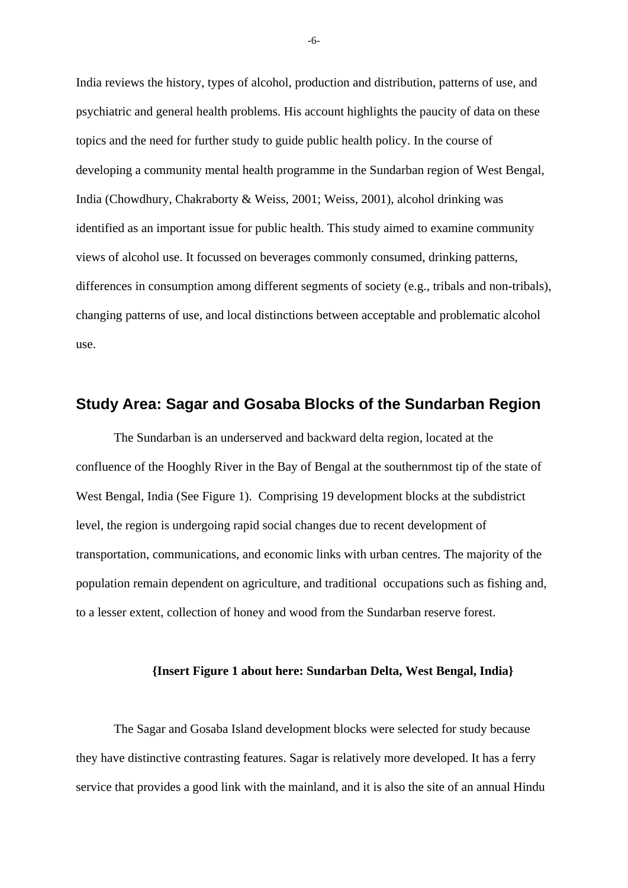India reviews the history, types of alcohol, production and distribution, patterns of use, and psychiatric and general health problems. His account highlights the paucity of data on these topics and the need for further study to guide public health policy. In the course of developing a community mental health programme in the Sundarban region of West Bengal, India (Chowdhury, Chakraborty & Weiss, 2001; Weiss, 2001), alcohol drinking was identified as an important issue for public health. This study aimed to examine community views of alcohol use. It focussed on beverages commonly consumed, drinking patterns, differences in consumption among different segments of society (e.g., tribals and non-tribals), changing patterns of use, and local distinctions between acceptable and problematic alcohol use.

## Study Area: Sagar and Gosaba Blocks of the Sundarban Region

The Sundarban is an underserved and backward delta region, located at the confluence of the Hooghly River in the Bay of Bengal at the southernmost tip of the state of West Bengal, India (See Figure 1). Comprising 19 development blocks at the subdistrict level, the region is undergoing rapid social changes due to recent development of transportation, communications, and economic links with urban centres. The majority of the population remain dependent on agriculture, and traditional occupations such as fishing and, to a lesser extent, collection of honey and wood from the Sundarban reserve forest.

**{Insert Figure 1 about here: Sundarban Delta, West Bengal, India}**

The Sagar and Gosaba Island development blocks were selected for study because they have distinctive contrasting features. Sagar is relatively more developed. It has a ferry service that provides a good link with the mainland, and it is also the site of an annual Hindu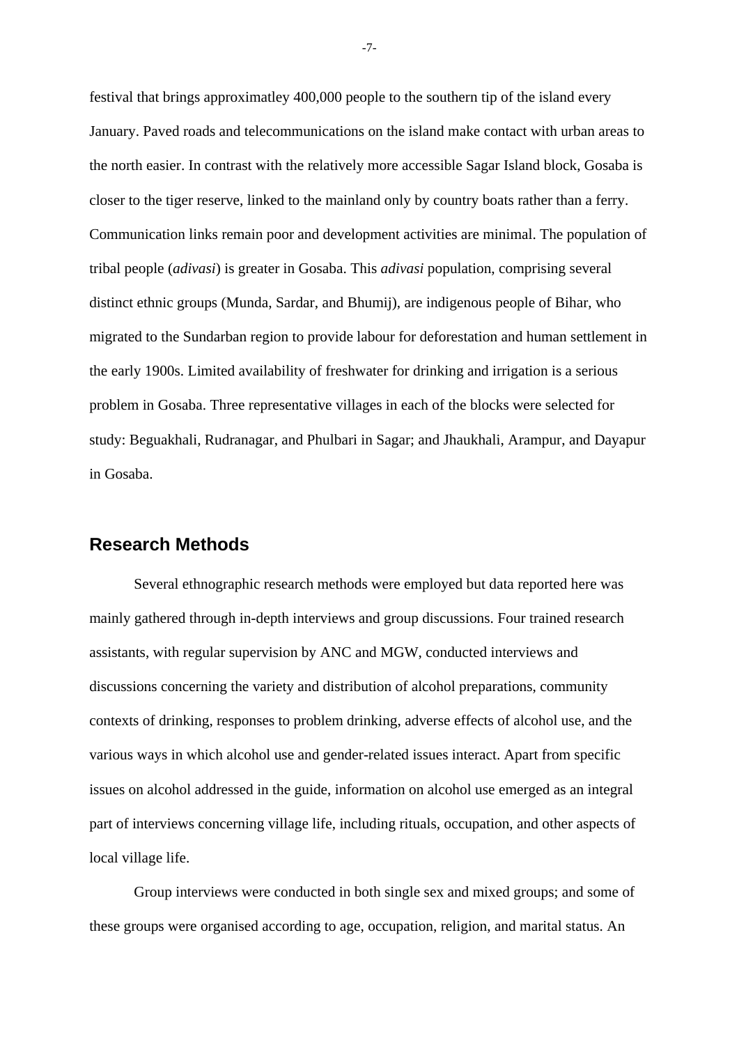festival that brings approximatley 400,000 people to the southern tip of the island every January. Paved roads and telecommunications on the island make contact with urban areas to the north easier. In contrast with the relatively more accessible Sagar Island block, Gosaba is closer to the tiger reserve, linked to the mainland only by country boats rather than a ferry. Communication links remain poor and development activities are minimal. The population of tribal people (*adivasi*) is greater in Gosaba. This *adivasi* population, comprising several distinct ethnic groups (Munda, Sardar, and Bhumij), are indigenous people of Bihar, who migrated to the Sundarban region to provide labour for deforestation and human settlement in the early 1900s. Limited availability of freshwater for drinking and irrigation is a serious problem in Gosaba. Three representative villages in each of the blocks were selected for study: Beguakhali, Rudranagar, and Phulbari in Sagar; and Jhaukhali, Arampur, and Dayapur in Gosaba.

## Research Methods

Several ethnographic research methods were employed but data reported here was mainly gathered through in-depth interviews and group discussions. Four trained research assistants, with regular supervision by ANC and MGW, conducted interviews and discussions concerning the variety and distribution of alcohol preparations, community contexts of drinking, responses to problem drinking, adverse effects of alcohol use, and the various ways in which alcohol use and gender-related issues interact. Apart from specific issues on alcohol addressed in the guide, information on alcohol use emerged as an integral part of interviews concerning village life, including rituals, occupation, and other aspects of local village life.

Group interviews were conducted in both single sex and mixed groups; and some of these groups were organised according to age, occupation, religion, and marital status. An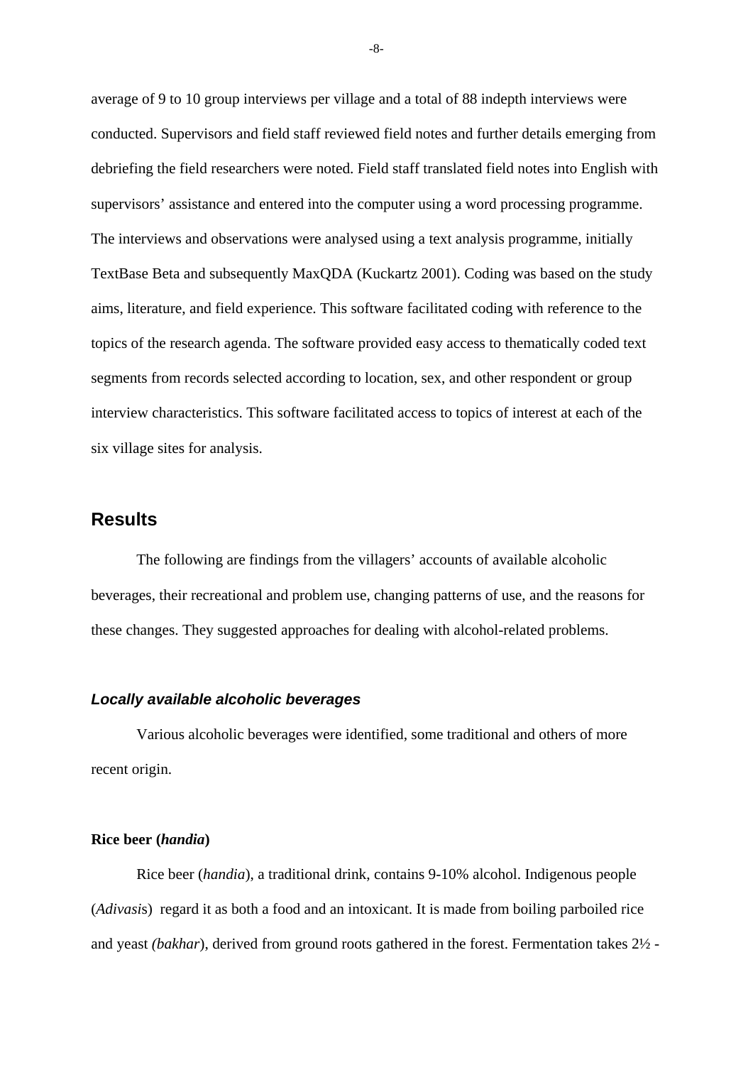average of 9 to 10 group interviews per village and a total of 88 indepth interviews were conducted. Supervisors and field staff reviewed field notes and further details emerging from debriefing the field researchers were noted. Field staff translated field notes into English with supervisors' assistance and entered into the computer using a word processing programme. The interviews and observations were analysed using a text analysis programme, initially TextBase Beta and subsequently MaxQDA (Kuckartz 2001). Coding was based on the study aims, literature, and field experience. This software facilitated coding with reference to the topics of the research agenda. The software provided easy access to thematically coded text segments from records selected according to location, sex, and other respondent or group interview characteristics. This software facilitated access to topics of interest at each of the six village sites for analysis.

## Results

The following are findings from the villagers' accounts of available alcoholic beverages, their recreational and problem use, changing patterns of use, and the reasons for these changes. They suggested approaches for dealing with alcohol-related problems.

### *Locally available alcoholic beverages*

Various alcoholic beverages were identified, some traditional and others of more recent origin.

#### Rice beer (*handia*)

Rice beer (*handia*), a traditional drink, contains 9-10% alcohol. Indigenous people (*Adivasi*s) regard it as both a food and an intoxicant. It is made from boiling parboiled rice and yeast *(bakhar*), derived from ground roots gathered in the forest. Fermentation takes 2½ -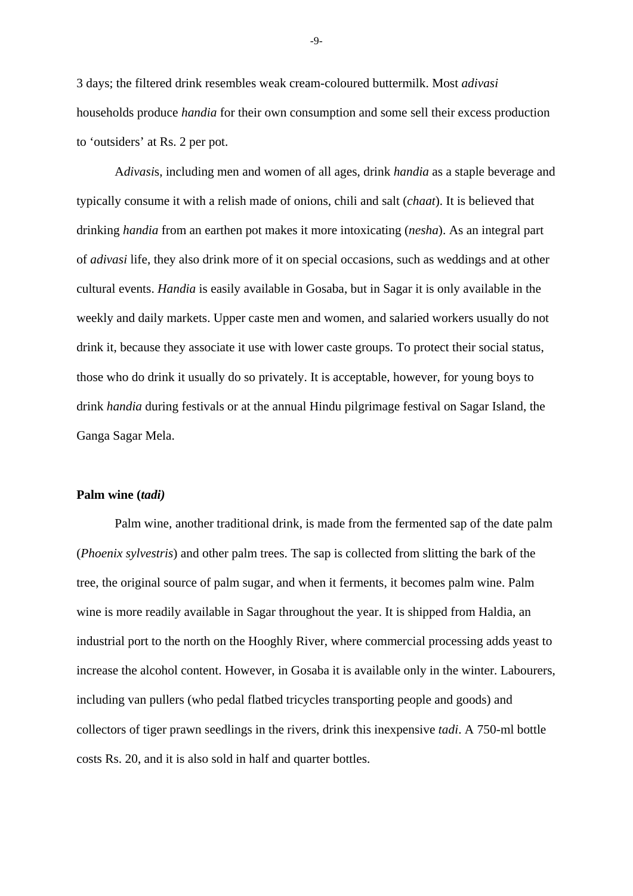3 days; the filtered drink resembles weak cream-coloured buttermilk. Most *adivasi* households produce *handia* for their own consumption and some sell their excess production to 'outsiders' at Rs. 2 per pot.

A*divasi*s, including men and women of all ages, drink *handia* as a staple beverage and typically consume it with a relish made of onions, chili and salt (*chaat*). It is believed that drinking *handia* from an earthen pot makes it more intoxicating (*nesha*). As an integral part of *adivasi* life, they also drink more of it on special occasions, such as weddings and at other cultural events. *Handia* is easily available in Gosaba, but in Sagar it is only available in the weekly and daily markets. Upper caste men and women, and salaried workers usually do not drink it, because they associate it use with lower caste groups. To protect their social status, those who do drink it usually do so privately. It is acceptable, however, for young boys to drink *handia* during festivals or at the annual Hindu pilgrimage festival on Sagar Island, the Ganga Sagar Mela.

**Palm wine (*tadi*)**

Palm wine, another traditional drink, is made from the fermented sap of the date palm (*Phoenix sylvestris*) and other palm trees. The sap is collected from slitting the bark of the tree, the original source of palm sugar, and when it ferments, it becomes palm wine. Palm wine is more readily available in Sagar throughout the year. It is shipped from Haldia, an industrial port to the north on the Hooghly River, where commercial processing adds yeast to increase the alcohol content. However, in Gosaba it is available only in the winter. Labourers, including van pullers (who pedal flatbed tricycles transporting people and goods) and collectors of tiger prawn seedlings in the rivers, drink this inexpensive *tadi*. A 750-ml bottle costs Rs. 20, and it is also sold in half and quarter bottles.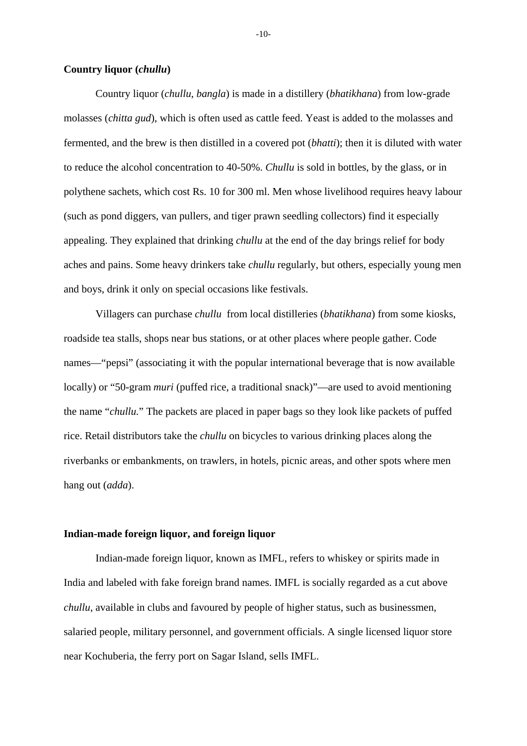### Country liquor (*chullu*)

Country liquor (*chullu*, *bangla*) is made in a distillery (*bhatikhana*) from low-grade molasses (*chitta gud*), which is often used as cattle feed. Yeast is added to the molasses and fermented, and the brew is then distilled in a covered pot (*bhatti*); then it is diluted with water to reduce the alcohol concentration to 40-50%. *Chullu* is sold in bottles, by the glass, or in polythene sachets, which cost Rs. 10 for 300 ml. Men whose livelihood requires heavy labour (such as pond diggers, van pullers, and tiger prawn seedling collectors) find it especially appealing. They explained that drinking *chullu* at the end of the day brings relief for body aches and pains. Some heavy drinkers take *chullu* regularly, but others, especially young men and boys, drink it only on special occasions like festivals.

Villagers can purchase *chullu* from local distilleries (*bhatikhana*) from some kiosks, roadside tea stalls, shops near bus stations, or at other places where people gather. Code names—"pepsi" (associating it with the popular international beverage that is now available locally) or "50-gram *muri* (puffed rice, a traditional snack)"—are used to avoid mentioning the name "*chullu.*" The packets are placed in paper bags so they look like packets of puffed rice. Retail distributors take the *chullu* on bicycles to various drinking places along the riverbanks or embankments, on trawlers, in hotels, picnic areas, and other spots where men hang out (*adda*).

### Indian-made foreign liquor, and foreign liquor

Indian-made foreign liquor, known as IMFL, refers to whiskey or spirits made in India and labeled with fake foreign brand names. IMFL is socially regarded as a cut above *chullu*, available in clubs and favoured by people of higher status, such as businessmen, salaried people, military personnel, and government officials. A single licensed liquor store near Kochuberia, the ferry port on Sagar Island, sells IMFL.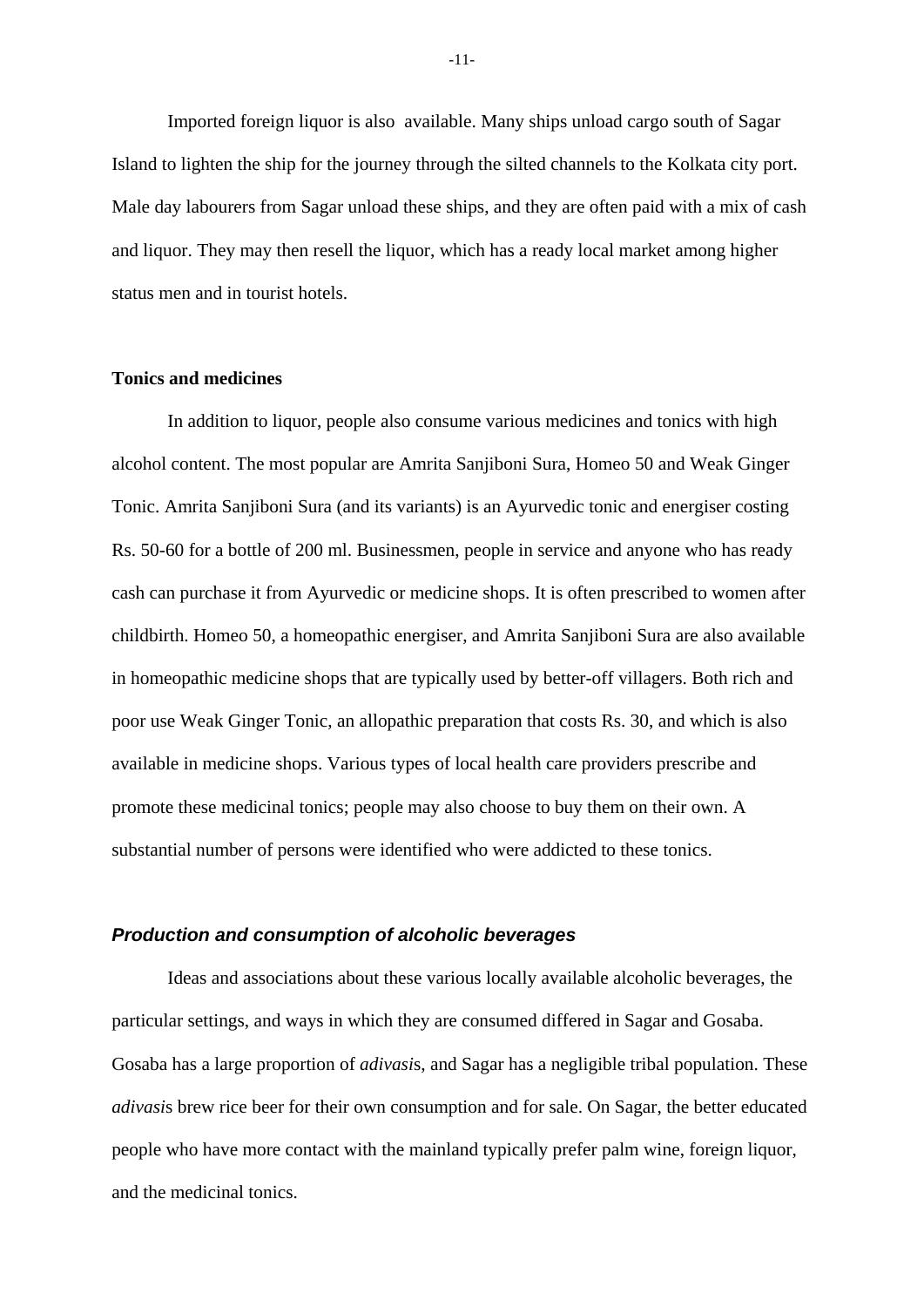Imported foreign liquor is also  available. Many ships unload cargo south of Sagar Island to lighten the ship for the journey through the silted channels to the Kolkata city port. Male day labourers from Sagar unload these ships, and they are often paid with a mix of cash and liquor. They may then resell the liquor, which has a ready local market among higher status men and in tourist hotels.

**Tonics and medicines**

In addition to liquor, people also consume various medicines and tonics with high alcohol content. The most popular are Amrita Sanjiboni Sura, Homeo 50 and Weak Ginger Tonic. Amrita Sanjiboni Sura (and its variants) is an Ayurvedic tonic and energiser costing Rs. 50-60 for a bottle of 200 ml. Businessmen, people in service and anyone who has ready cash can purchase it from Ayurvedic or medicine shops. It is often prescribed to women after childbirth. Homeo 50, a homeopathic energiser, and Amrita Sanjiboni Sura are also available in homeopathic medicine shops that are typically used by better-off villagers. Both rich and poor use Weak Ginger Tonic, an allopathic preparation that costs Rs. 30, and which is also available in medicine shops. Various types of local health care providers prescribe and promote these medicinal tonics; people may also choose to buy them on their own. A substantial number of persons were identified who were addicted to these tonics.

### *Production and consumption of alcoholic beverages*

Ideas and associations about these various locally available alcoholic beverages, the particular settings, and ways in which they are consumed differed in Sagar and Gosaba. Gosaba has a large proportion of *adivasi*s, and Sagar has a negligible tribal population. These *adivasi*s brew rice beer for their own consumption and for sale. On Sagar, the better educated people who have more contact with the mainland typically prefer palm wine, foreign liquor, and the medicinal tonics.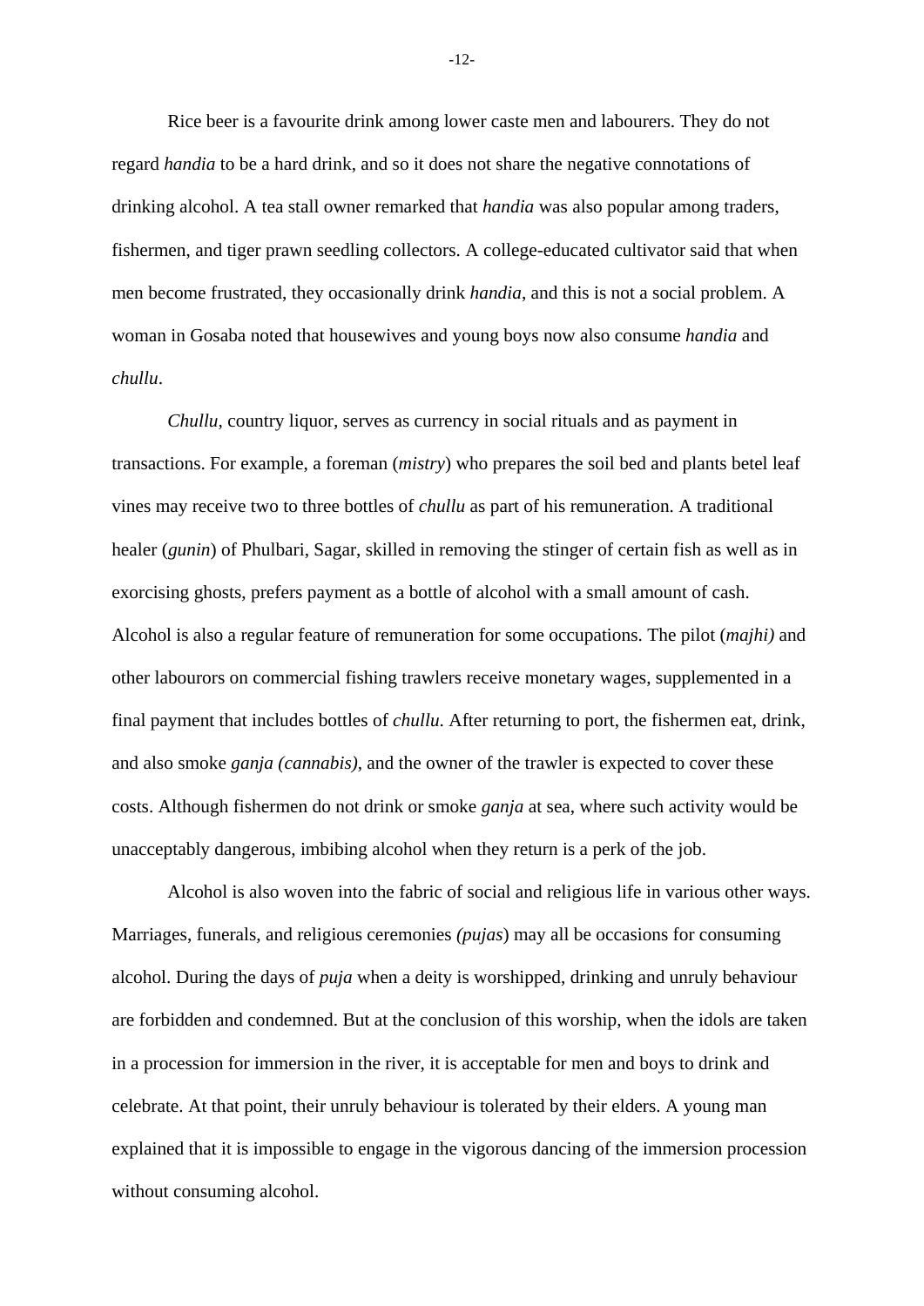Rice beer is a favourite drink among lower caste men and labourers. They do not regard *handia* to be a hard drink, and so it does not share the negative connotations of drinking alcohol. A tea stall owner remarked that *handia* was also popular among traders, fishermen, and tiger prawn seedling collectors. A college-educated cultivator said that when men become frustrated, they occasionally drink *handia*, and this is not a social problem. A woman in Gosaba noted that housewives and young boys now also consume *handia* and *chullu*.

*Chullu,* country liquor, serves as currency in social rituals and as payment in transactions. For example, a foreman (*mistry*) who prepares the soil bed and plants betel leaf vines may receive two to three bottles of *chullu* as part of his remuneration. A traditional healer (*gunin*) of Phulbari, Sagar, skilled in removing the stinger of certain fish as well as in exorcising ghosts, prefers payment as a bottle of alcohol with a small amount of cash. Alcohol is also a regular feature of remuneration for some occupations. The pilot (*majhi)* and other labourors on commercial fishing trawlers receive monetary wages, supplemented in a final payment that includes bottles of *chullu.* After returning to port, the fishermen eat, drink, and also smoke *ganja (cannabis)*, and the owner of the trawler is expected to cover these costs. Although fishermen do not drink or smoke *ganja* at sea, where such activity would be unacceptably dangerous, imbibing alcohol when they return is a perk of the job.

Alcohol is also woven into the fabric of social and religious life in various other ways. Marriages, funerals, and religious ceremonies *(pujas*) may all be occasions for consuming alcohol. During the days of *puja* when a deity is worshipped, drinking and unruly behaviour are forbidden and condemned. But at the conclusion of this worship, when the idols are taken in a procession for immersion in the river, it is acceptable for men and boys to drink and celebrate. At that point, their unruly behaviour is tolerated by their elders. A young man explained that it is impossible to engage in the vigorous dancing of the immersion procession without consuming alcohol.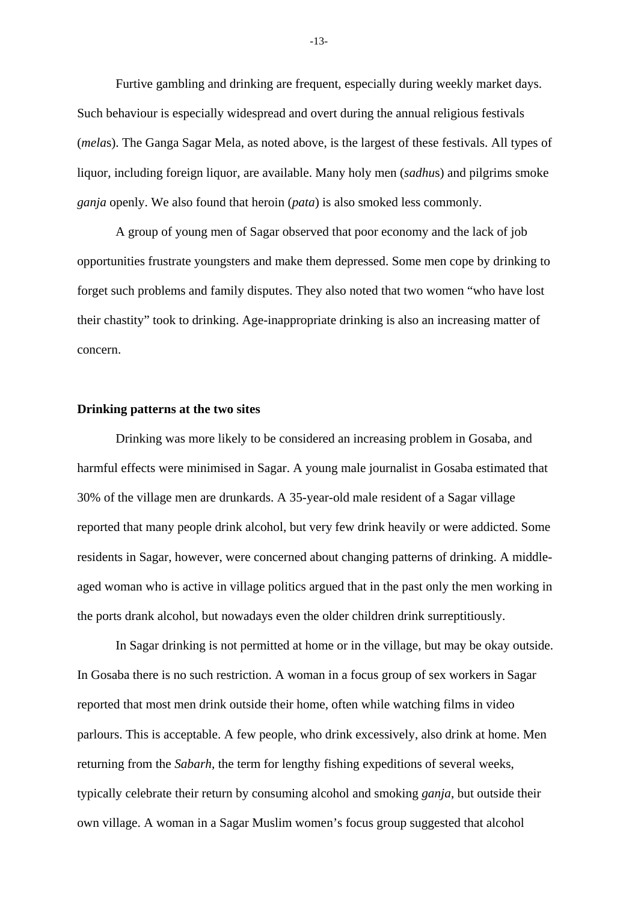Furtive gambling and drinking are frequent, especially during weekly market days. Such behaviour is especially widespread and overt during the annual religious festivals (*mela*s). The Ganga Sagar Mela, as noted above, is the largest of these festivals. All types of liquor, including foreign liquor, are available. Many holy men (*sadhu*s) and pilgrims smoke *ganja* openly. We also found that heroin (*pata*) is also smoked less commonly.

A group of young men of Sagar observed that poor economy and the lack of job opportunities frustrate youngsters and make them depressed. Some men cope by drinking to forget such problems and family disputes. They also noted that two women "who have lost their chastity" took to drinking. Age-inappropriate drinking is also an increasing matter of concern.

**Drinking patterns at the two sites**

Drinking was more likely to be considered an increasing problem in Gosaba, and harmful effects were minimised in Sagar. A young male journalist in Gosaba estimated that 30% of the village men are drunkards. A 35-year-old male resident of a Sagar village reported that many people drink alcohol, but very few drink heavily or were addicted. Some residents in Sagar, however, were concerned about changing patterns of drinking. A middle-aged woman who is active in village politics argued that in the past only the men working in the ports drank alcohol, but nowadays even the older children drink surreptitiously.

In Sagar drinking is not permitted at home or in the village, but may be okay outside. In Gosaba there is no such restriction. A woman in a focus group of sex workers in Sagar reported that most men drink outside their home, often while watching films in video parlours. This is acceptable. A few people, who drink excessively, also drink at home. Men returning from the *Sabarh*, the term for lengthy fishing expeditions of several weeks, typically celebrate their return by consuming alcohol and smoking *ganja*, but outside their own village. A woman in a Sagar Muslim women's focus group suggested that alcohol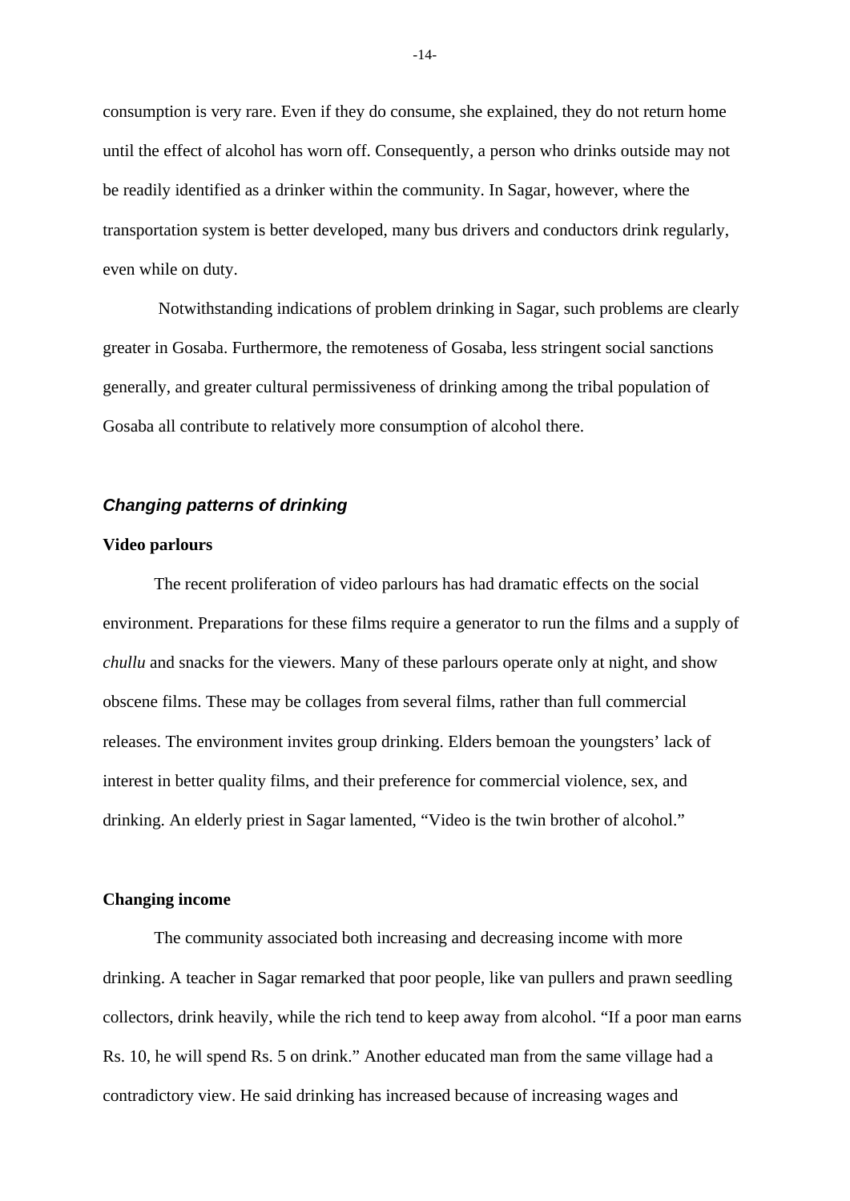consumption is very rare. Even if they do consume, she explained, they do not return home until the effect of alcohol has worn off. Consequently, a person who drinks outside may not be readily identified as a drinker within the community. In Sagar, however, where the transportation system is better developed, many bus drivers and conductors drink regularly, even while on duty.

Notwithstanding indications of problem drinking in Sagar, such problems are clearly greater in Gosaba. Furthermore, the remoteness of Gosaba, less stringent social sanctions generally, and greater cultural permissiveness of drinking among the tribal population of Gosaba all contribute to relatively more consumption of alcohol there.

## *Changing patterns of drinking*

### Video parlours

The recent proliferation of video parlours has had dramatic effects on the social environment. Preparations for these films require a generator to run the films and a supply of *chullu* and snacks for the viewers. Many of these parlours operate only at night, and show obscene films. These may be collages from several films, rather than full commercial releases. The environment invites group drinking. Elders bemoan the youngsters' lack of interest in better quality films, and their preference for commercial violence, sex, and drinking. An elderly priest in Sagar lamented, "Video is the twin brother of alcohol."

### Changing income

The community associated both increasing and decreasing income with more drinking. A teacher in Sagar remarked that poor people, like van pullers and prawn seedling collectors, drink heavily, while the rich tend to keep away from alcohol. "If a poor man earns Rs. 10, he will spend Rs. 5 on drink." Another educated man from the same village had a contradictory view. He said drinking has increased because of increasing wages and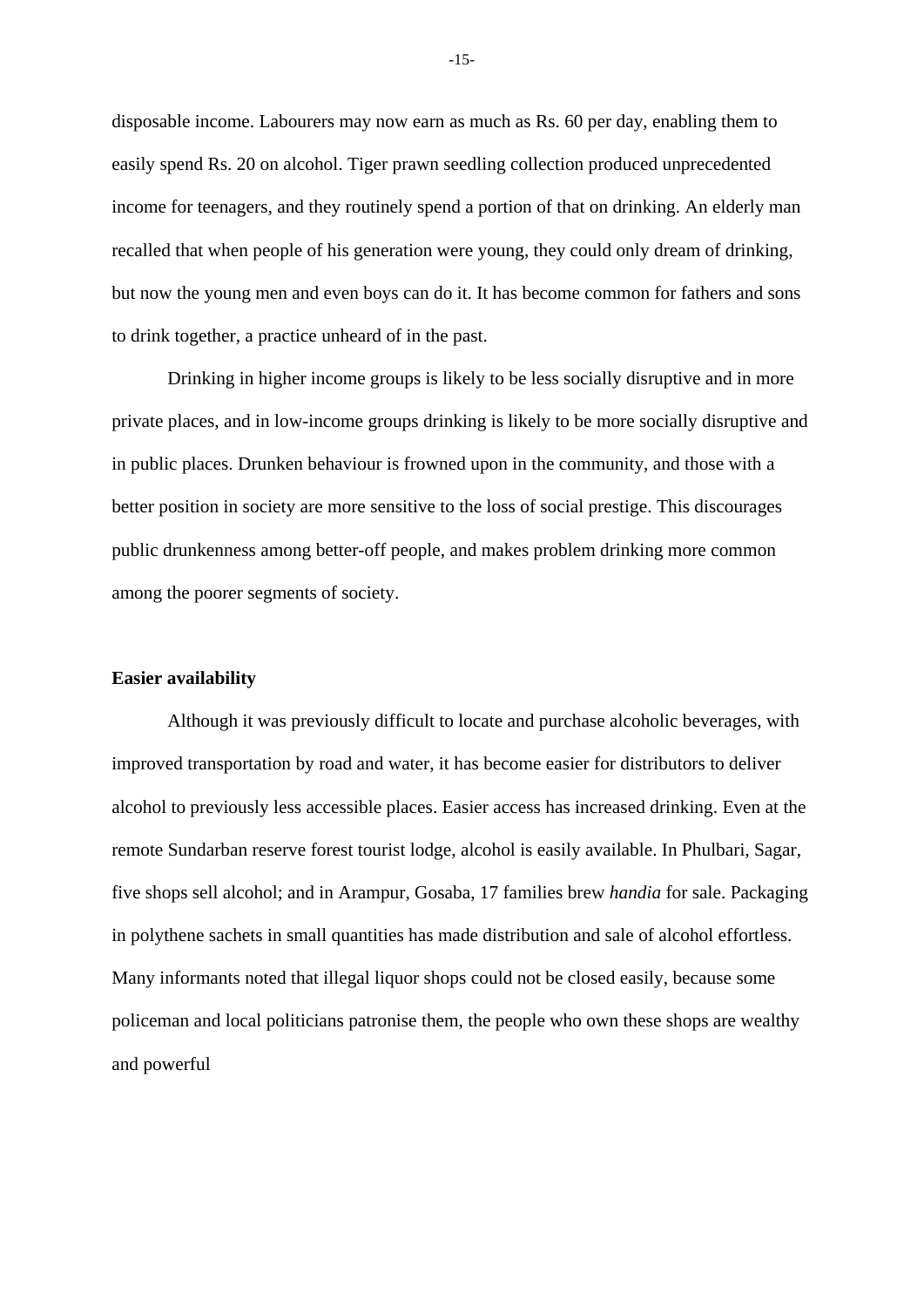disposable income. Labourers may now earn as much as Rs. 60 per day, enabling them to easily spend Rs. 20 on alcohol. Tiger prawn seedling collection produced unprecedented income for teenagers, and they routinely spend a portion of that on drinking. An elderly man recalled that when people of his generation were young, they could only dream of drinking, but now the young men and even boys can do it. It has become common for fathers and sons to drink together, a practice unheard of in the past.

Drinking in higher income groups is likely to be less socially disruptive and in more private places, and in low-income groups drinking is likely to be more socially disruptive and in public places. Drunken behaviour is frowned upon in the community, and those with a better position in society are more sensitive to the loss of social prestige. This discourages public drunkenness among better-off people, and makes problem drinking more common among the poorer segments of society.

**Easier availability**

Although it was previously difficult to locate and purchase alcoholic beverages, with improved transportation by road and water, it has become easier for distributors to deliver alcohol to previously less accessible places. Easier access has increased drinking. Even at the remote Sundarban reserve forest tourist lodge, alcohol is easily available. In Phulbari, Sagar, five shops sell alcohol; and in Arampur, Gosaba, 17 families brew *handia* for sale. Packaging in polythene sachets in small quantities has made distribution and sale of alcohol effortless. Many informants noted that illegal liquor shops could not be closed easily, because some policeman and local politicians patronise them, the people who own these shops are wealthy and powerful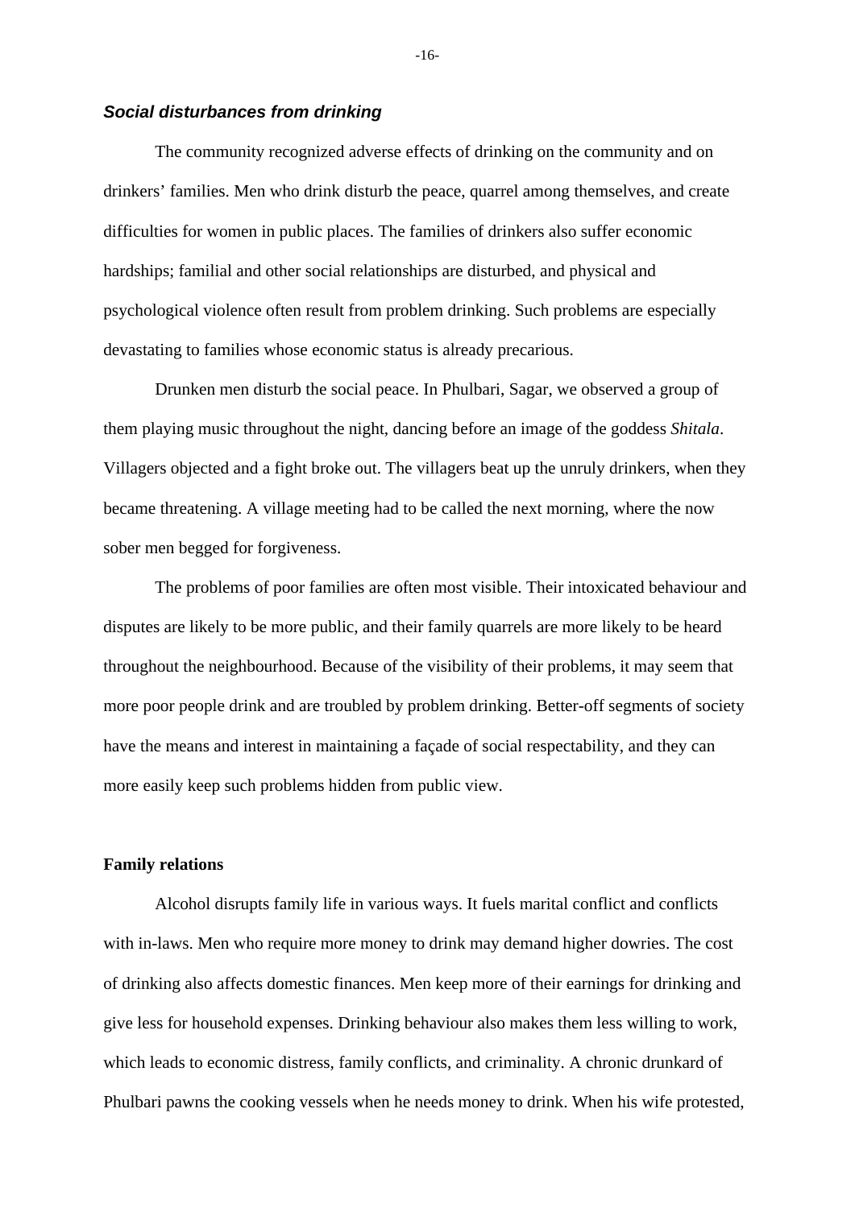### ***Social disturbances from drinking***

The community recognized adverse effects of drinking on the community and on drinkers' families. Men who drink disturb the peace, quarrel among themselves, and create difficulties for women in public places. The families of drinkers also suffer economic hardships; familial and other social relationships are disturbed, and physical and psychological violence often result from problem drinking. Such problems are especially devastating to families whose economic status is already precarious.

Drunken men disturb the social peace. In Phulbari, Sagar, we observed a group of them playing music throughout the night, dancing before an image of the goddess *Shitala*. Villagers objected and a fight broke out. The villagers beat up the unruly drinkers, when they became threatening. A village meeting had to be called the next morning, where the now sober men begged for forgiveness.

The problems of poor families are often most visible. Their intoxicated behaviour and disputes are likely to be more public, and their family quarrels are more likely to be heard throughout the neighbourhood. Because of the visibility of their problems, it may seem that more poor people drink and are troubled by problem drinking. Better-off segments of society have the means and interest in maintaining a façade of social respectability, and they can more easily keep such problems hidden from public view.

#### **Family relations**

Alcohol disrupts family life in various ways. It fuels marital conflict and conflicts with in-laws. Men who require more money to drink may demand higher dowries. The cost of drinking also affects domestic finances. Men keep more of their earnings for drinking and give less for household expenses. Drinking behaviour also makes them less willing to work, which leads to economic distress, family conflicts, and criminality. A chronic drunkard of Phulbari pawns the cooking vessels when he needs money to drink. When his wife protested,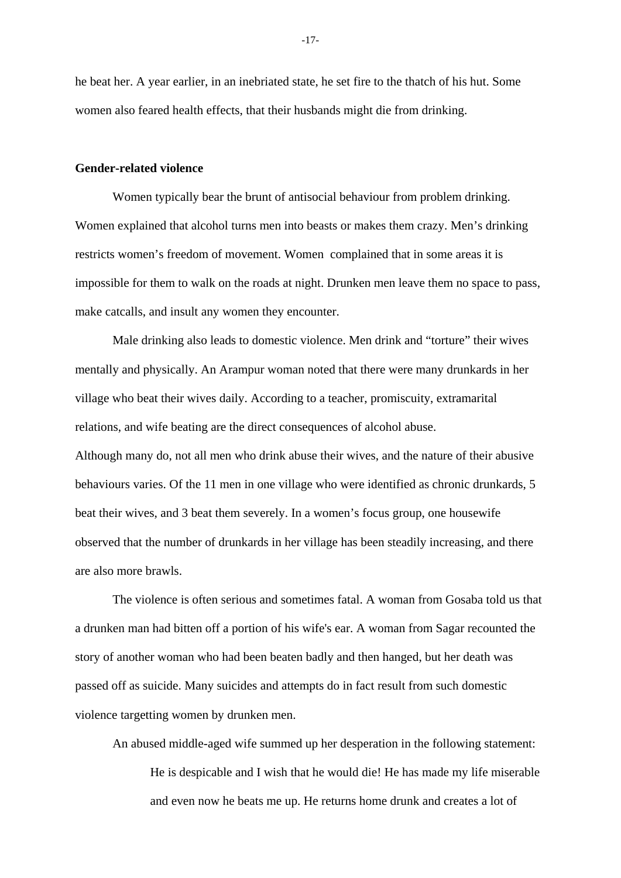he beat her. A year earlier, in an inebriated state, he set fire to the thatch of his hut. Some women also feared health effects, that their husbands might die from drinking.

**Gender-related violence**

Women typically bear the brunt of antisocial behaviour from problem drinking. Women explained that alcohol turns men into beasts or makes them crazy. Men's drinking restricts women's freedom of movement. Women complained that in some areas it is impossible for them to walk on the roads at night. Drunken men leave them no space to pass, make catcalls, and insult any women they encounter.

Male drinking also leads to domestic violence. Men drink and "torture" their wives mentally and physically. An Arampur woman noted that there were many drunkards in her village who beat their wives daily. According to a teacher, promiscuity, extramarital relations, and wife beating are the direct consequences of alcohol abuse.

Although many do, not all men who drink abuse their wives, and the nature of their abusive behaviours varies. Of the 11 men in one village who were identified as chronic drunkards, 5 beat their wives, and 3 beat them severely. In a women's focus group, one housewife observed that the number of drunkards in her village has been steadily increasing, and there are also more brawls.

The violence is often serious and sometimes fatal. A woman from Gosaba told us that a drunken man had bitten off a portion of his wife's ear. A woman from Sagar recounted the story of another woman who had been beaten badly and then hanged, but her death was passed off as suicide. Many suicides and attempts do in fact result from such domestic violence targetting women by drunken men.

An abused middle-aged wife summed up her desperation in the following statement:

> He is despicable and I wish that he would die! He has made my life miserable and even now he beats me up. He returns home drunk and creates a lot of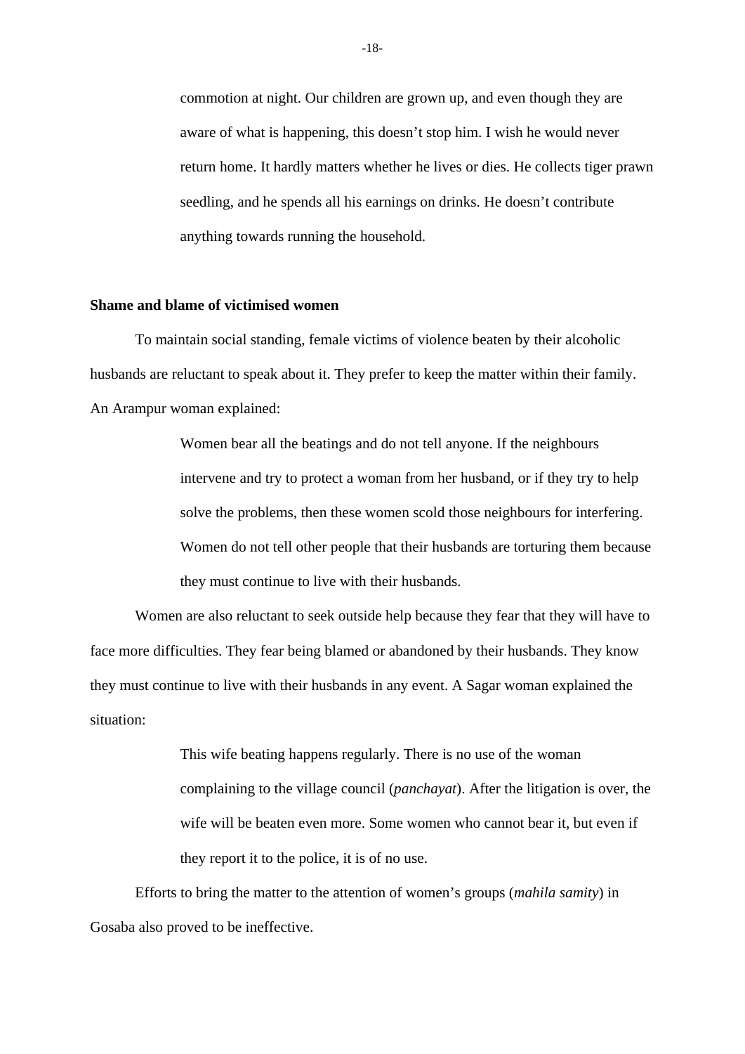> commotion at night. Our children are grown up, and even though they are aware of what is happening, this doesn't stop him. I wish he would never return home. It hardly matters whether he lives or dies. He collects tiger prawn seedling, and he spends all his earnings on drinks. He doesn't contribute anything towards running the household.

**Shame and blame of victimised women**

To maintain social standing, female victims of violence beaten by their alcoholic husbands are reluctant to speak about it. They prefer to keep the matter within their family. An Arampur woman explained:

> Women bear all the beatings and do not tell anyone. If the neighbours intervene and try to protect a woman from her husband, or if they try to help solve the problems, then these women scold those neighbours for interfering. Women do not tell other people that their husbands are torturing them because they must continue to live with their husbands.

Women are also reluctant to seek outside help because they fear that they will have to face more difficulties. They fear being blamed or abandoned by their husbands. They know they must continue to live with their husbands in any event. A Sagar woman explained the situation:

> This wife beating happens regularly. There is no use of the woman complaining to the village council (*panchayat*). After the litigation is over, the wife will be beaten even more. Some women who cannot bear it, but even if they report it to the police, it is of no use.

Efforts to bring the matter to the attention of women's groups (*mahila samity*) in Gosaba also proved to be ineffective.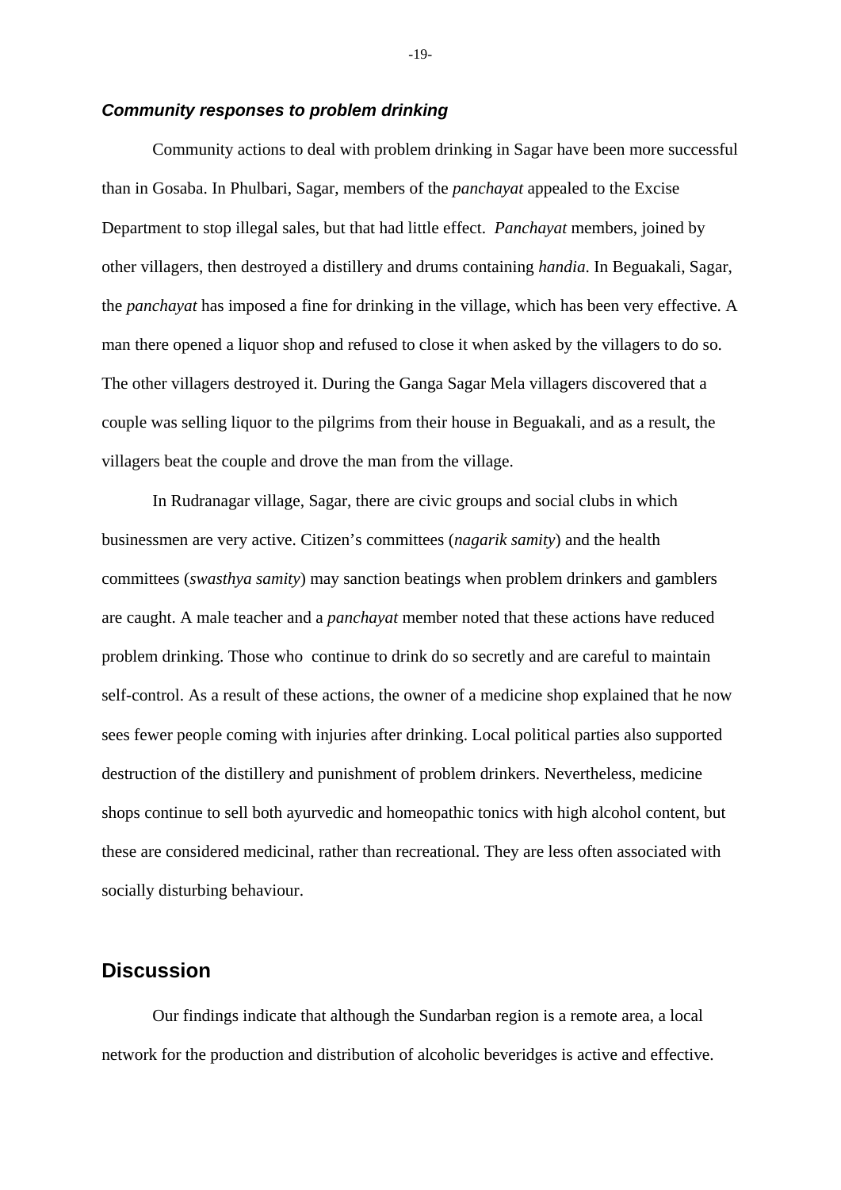### ***Community responses to problem drinking***

Community actions to deal with problem drinking in Sagar have been more successful than in Gosaba. In Phulbari, Sagar, members of the *panchayat* appealed to the Excise Department to stop illegal sales, but that had little effect. *Panchayat* members, joined by other villagers, then destroyed a distillery and drums containing *handia*. In Beguakali, Sagar, the *panchayat* has imposed a fine for drinking in the village, which has been very effective. A man there opened a liquor shop and refused to close it when asked by the villagers to do so. The other villagers destroyed it. During the Ganga Sagar Mela villagers discovered that a couple was selling liquor to the pilgrims from their house in Beguakali, and as a result, the villagers beat the couple and drove the man from the village.

In Rudranagar village, Sagar, there are civic groups and social clubs in which businessmen are very active. Citizen's committees (*nagarik samity*) and the health committees (*swasthya samity*) may sanction beatings when problem drinkers and gamblers are caught. A male teacher and a *panchayat* member noted that these actions have reduced problem drinking. Those who continue to drink do so secretly and are careful to maintain self-control. As a result of these actions, the owner of a medicine shop explained that he now sees fewer people coming with injuries after drinking. Local political parties also supported destruction of the distillery and punishment of problem drinkers. Nevertheless, medicine shops continue to sell both ayurvedic and homeopathic tonics with high alcohol content, but these are considered medicinal, rather than recreational. They are less often associated with socially disturbing behaviour.

## Discussion

Our findings indicate that although the Sundarban region is a remote area, a local network for the production and distribution of alcoholic beveridges is active and effective.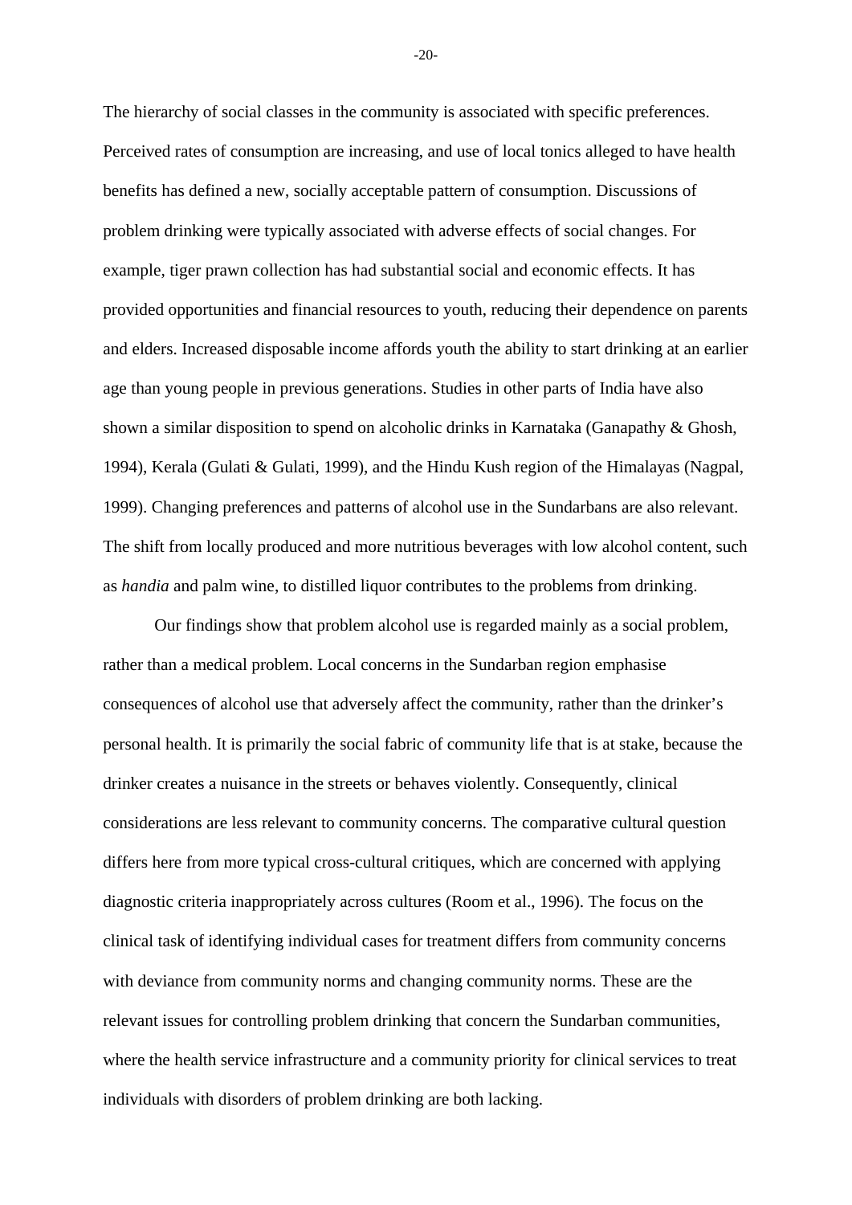The hierarchy of social classes in the community is associated with specific preferences. Perceived rates of consumption are increasing, and use of local tonics alleged to have health benefits has defined a new, socially acceptable pattern of consumption. Discussions of problem drinking were typically associated with adverse effects of social changes. For example, tiger prawn collection has had substantial social and economic effects. It has provided opportunities and financial resources to youth, reducing their dependence on parents and elders. Increased disposable income affords youth the ability to start drinking at an earlier age than young people in previous generations. Studies in other parts of India have also shown a similar disposition to spend on alcoholic drinks in Karnataka (Ganapathy & Ghosh, 1994), Kerala (Gulati & Gulati, 1999), and the Hindu Kush region of the Himalayas (Nagpal, 1999). Changing preferences and patterns of alcohol use in the Sundarbans are also relevant. The shift from locally produced and more nutritious beverages with low alcohol content, such as *handia* and palm wine, to distilled liquor contributes to the problems from drinking.

Our findings show that problem alcohol use is regarded mainly as a social problem, rather than a medical problem. Local concerns in the Sundarban region emphasise consequences of alcohol use that adversely affect the community, rather than the drinker's personal health. It is primarily the social fabric of community life that is at stake, because the drinker creates a nuisance in the streets or behaves violently. Consequently, clinical considerations are less relevant to community concerns. The comparative cultural question differs here from more typical cross-cultural critiques, which are concerned with applying diagnostic criteria inappropriately across cultures (Room et al., 1996). The focus on the clinical task of identifying individual cases for treatment differs from community concerns with deviance from community norms and changing community norms. These are the relevant issues for controlling problem drinking that concern the Sundarban communities, where the health service infrastructure and a community priority for clinical services to treat individuals with disorders of problem drinking are both lacking.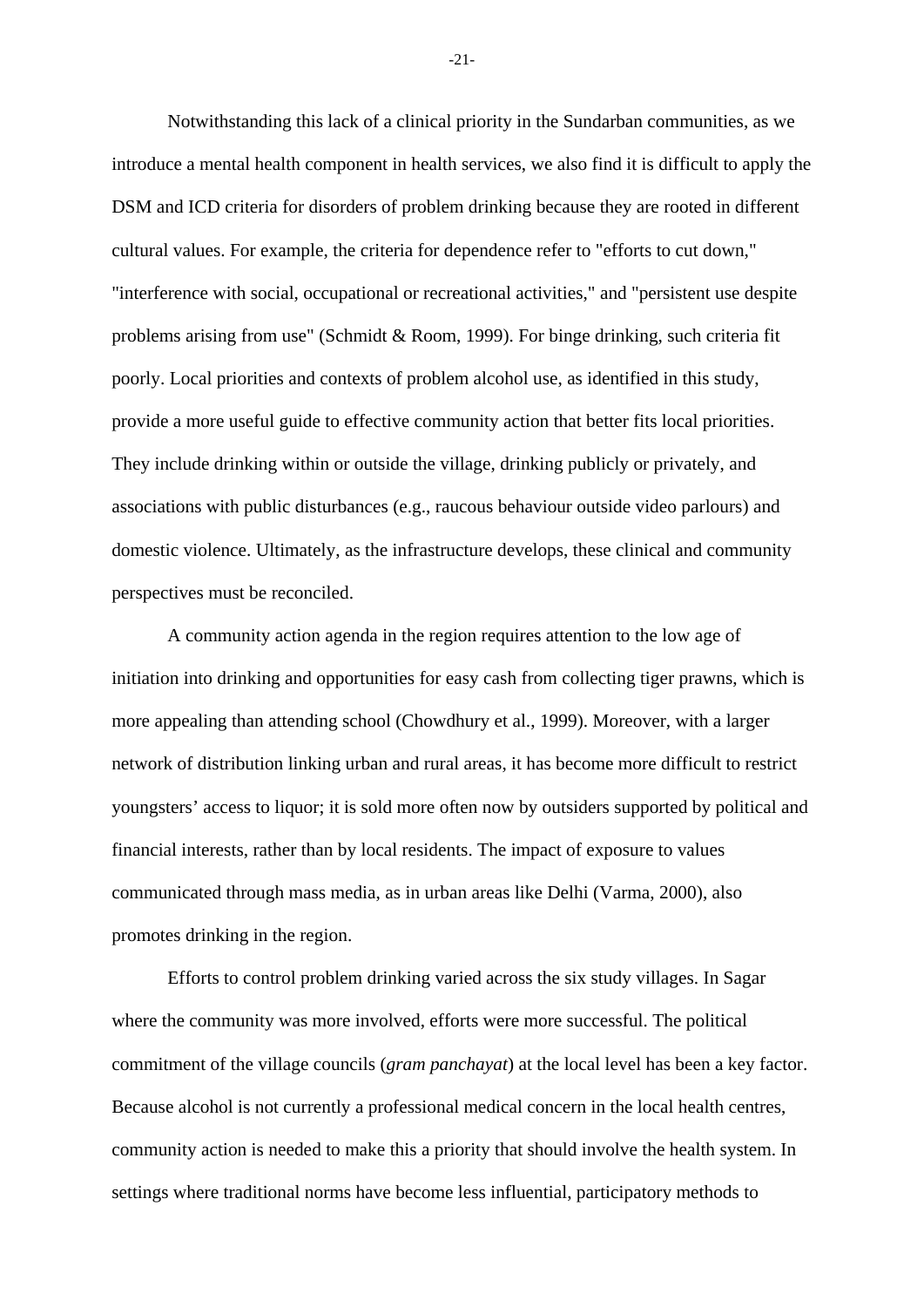Notwithstanding this lack of a clinical priority in the Sundarban communities, as we introduce a mental health component in health services, we also find it is difficult to apply the DSM and ICD criteria for disorders of problem drinking because they are rooted in different cultural values. For example, the criteria for dependence refer to "efforts to cut down," "interference with social, occupational or recreational activities," and "persistent use despite problems arising from use" (Schmidt & Room, 1999). For binge drinking, such criteria fit poorly. Local priorities and contexts of problem alcohol use, as identified in this study, provide a more useful guide to effective community action that better fits local priorities. They include drinking within or outside the village, drinking publicly or privately, and associations with public disturbances (e.g., raucous behaviour outside video parlours) and domestic violence. Ultimately, as the infrastructure develops, these clinical and community perspectives must be reconciled.

A community action agenda in the region requires attention to the low age of initiation into drinking and opportunities for easy cash from collecting tiger prawns, which is more appealing than attending school (Chowdhury et al., 1999). Moreover, with a larger network of distribution linking urban and rural areas, it has become more difficult to restrict youngsters' access to liquor; it is sold more often now by outsiders supported by political and financial interests, rather than by local residents. The impact of exposure to values communicated through mass media, as in urban areas like Delhi (Varma, 2000), also promotes drinking in the region.

Efforts to control problem drinking varied across the six study villages. In Sagar where the community was more involved, efforts were more successful. The political commitment of the village councils (*gram panchayat*) at the local level has been a key factor. Because alcohol is not currently a professional medical concern in the local health centres, community action is needed to make this a priority that should involve the health system. In settings where traditional norms have become less influential, participatory methods to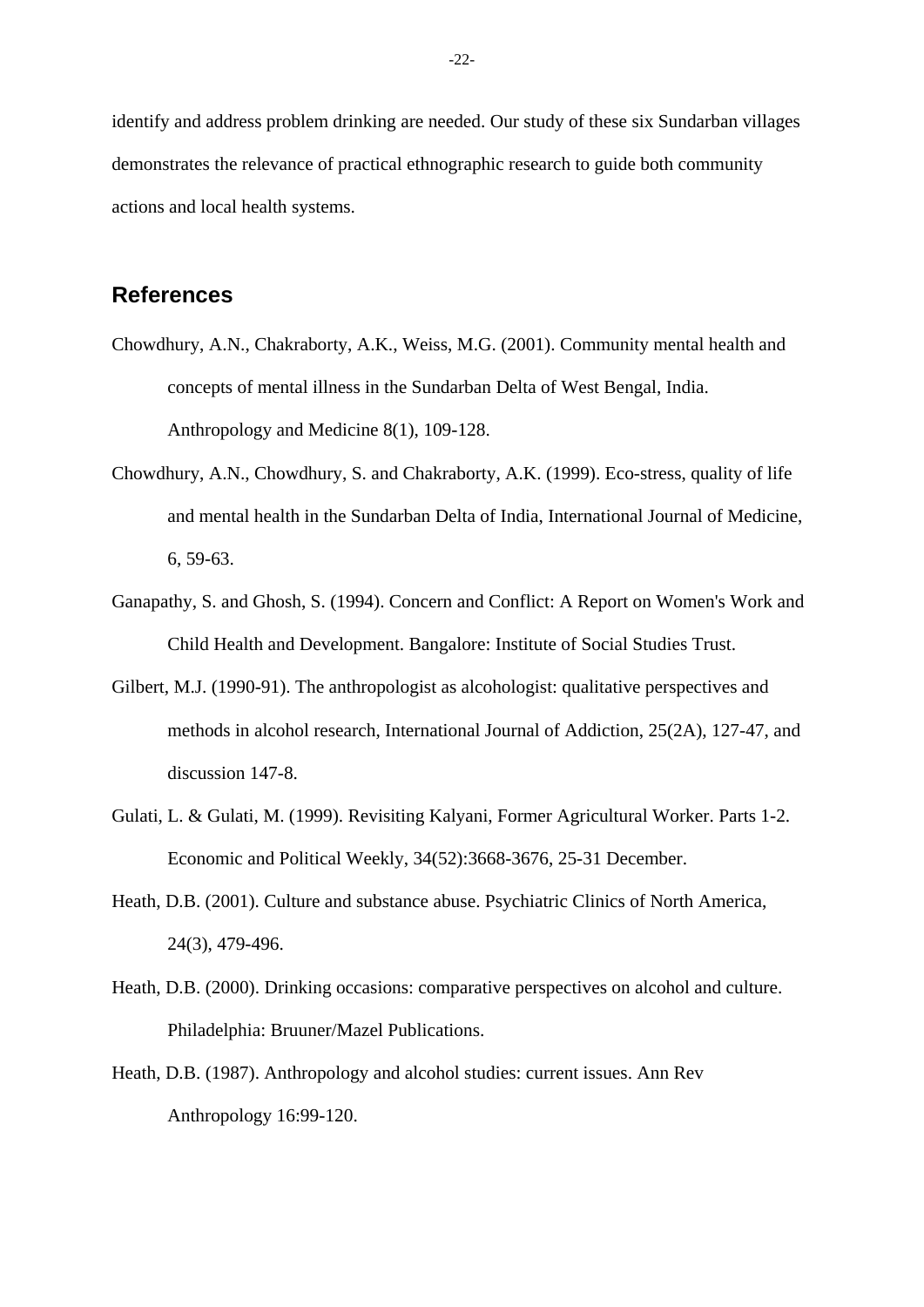identify and address problem drinking are needed. Our study of these six Sundarban villages demonstrates the relevance of practical ethnographic research to guide both community actions and local health systems.

## References

Chowdhury, A.N., Chakraborty, A.K., Weiss, M.G. (2001). Community mental health and concepts of mental illness in the Sundarban Delta of West Bengal, India. Anthropology and Medicine 8(1), 109-128.

Chowdhury, A.N., Chowdhury, S. and Chakraborty, A.K. (1999). Eco-stress, quality of life and mental health in the Sundarban Delta of India, International Journal of Medicine, 6, 59-63.

Ganapathy, S. and Ghosh, S. (1994). Concern and Conflict: A Report on Women's Work and Child Health and Development. Bangalore: Institute of Social Studies Trust.

Gilbert, M.J. (1990-91). The anthropologist as alcohologist: qualitative perspectives and methods in alcohol research, International Journal of Addiction, 25(2A), 127-47, and discussion 147-8.

Gulati, L. & Gulati, M. (1999). Revisiting Kalyani, Former Agricultural Worker. Parts 1-2. Economic and Political Weekly, 34(52):3668-3676, 25-31 December.

Heath, D.B. (2001). Culture and substance abuse. Psychiatric Clinics of North America, 24(3), 479-496.

Heath, D.B. (2000). Drinking occasions: comparative perspectives on alcohol and culture. Philadelphia: Bruuner/Mazel Publications.

Heath, D.B. (1987). Anthropology and alcohol studies: current issues. Ann Rev Anthropology 16:99-120.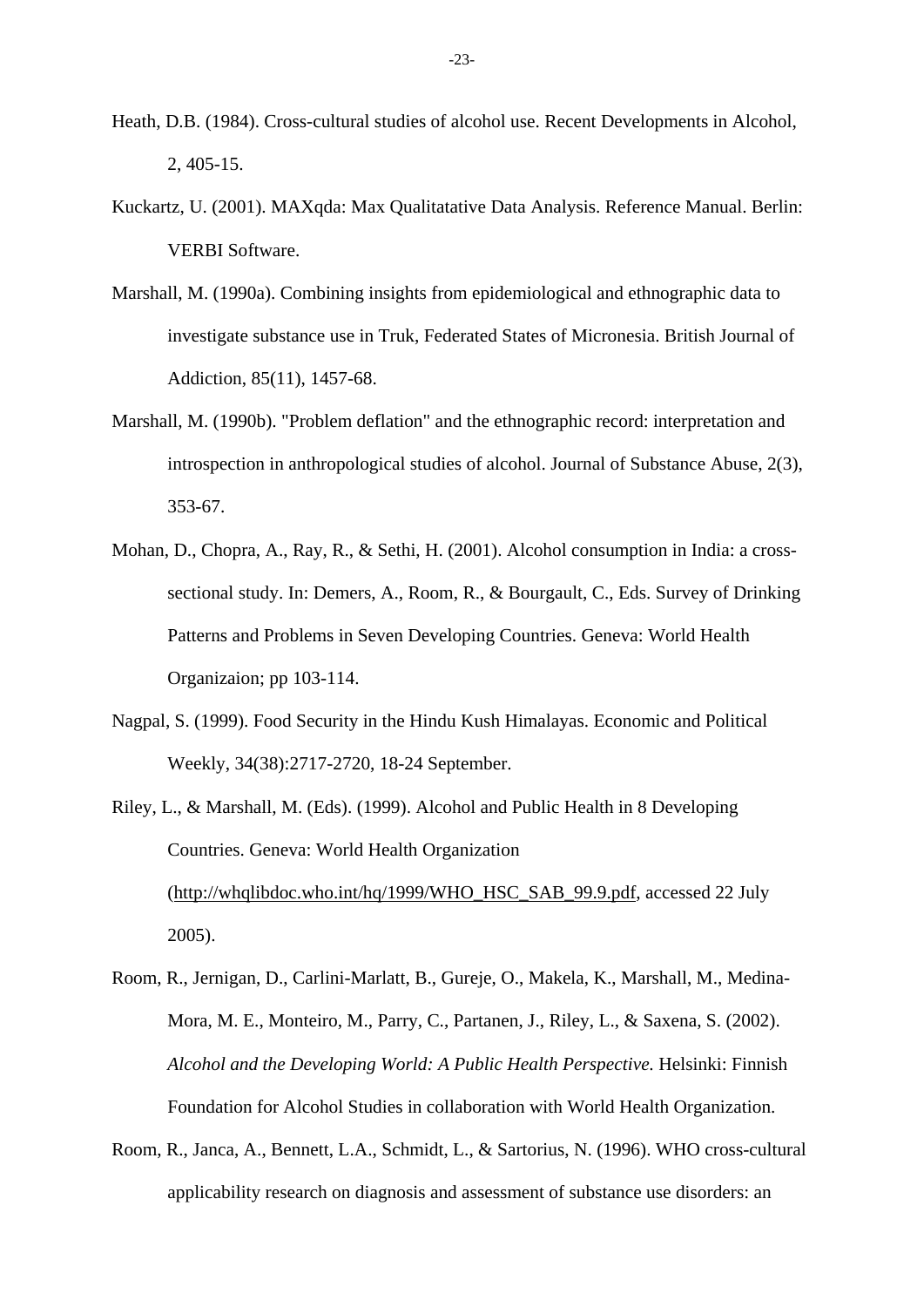Heath, D.B. (1984). Cross-cultural studies of alcohol use. Recent Developments in Alcohol, 2, 405-15.

Kuckartz, U. (2001). MAXqda: Max Qualitatative Data Analysis. Reference Manual. Berlin: VERBI Software.

Marshall, M. (1990a). Combining insights from epidemiological and ethnographic data to investigate substance use in Truk, Federated States of Micronesia. British Journal of Addiction, 85(11), 1457-68.

Marshall, M. (1990b). "Problem deflation" and the ethnographic record: interpretation and introspection in anthropological studies of alcohol. Journal of Substance Abuse, 2(3), 353-67.

Mohan, D., Chopra, A., Ray, R., & Sethi, H. (2001). Alcohol consumption in India: a cross-sectional study. In: Demers, A., Room, R., & Bourgault, C., Eds. Survey of Drinking Patterns and Problems in Seven Developing Countries. Geneva: World Health Organizaion; pp 103-114.

Nagpal, S. (1999). Food Security in the Hindu Kush Himalayas. Economic and Political Weekly, 34(38):2717-2720, 18-24 September.

Riley, L., & Marshall, M. (Eds). (1999). Alcohol and Public Health in 8 Developing Countries. Geneva: World Health Organization (http://whqlibdoc.who.int/hq/1999/WHO_HSC_SAB_99.9.pdf, accessed 22 July 2005).

Room, R., Jernigan, D., Carlini-Marlatt, B., Gureje, O., Makela, K., Marshall, M., Medina-Mora, M. E., Monteiro, M., Parry, C., Partanen, J., Riley, L., & Saxena, S. (2002). *Alcohol and the Developing World: A Public Health Perspective.* Helsinki: Finnish Foundation for Alcohol Studies in collaboration with World Health Organization.

Room, R., Janca, A., Bennett, L.A., Schmidt, L., & Sartorius, N. (1996). WHO cross-cultural applicability research on diagnosis and assessment of substance use disorders: an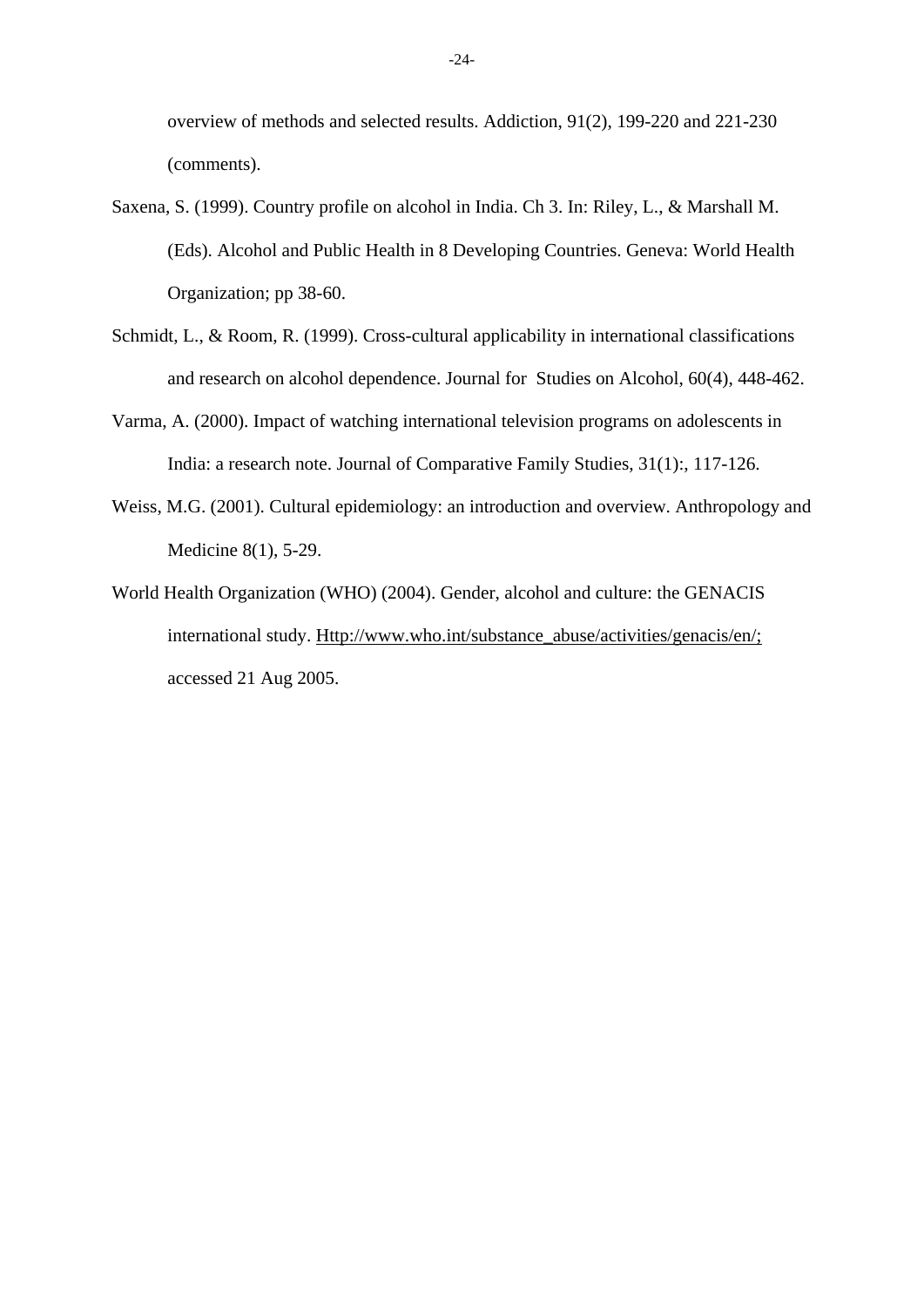overview of methods and selected results. Addiction, 91(2), 199-220 and 221-230 (comments).

Saxena, S. (1999). Country profile on alcohol in India. Ch 3. In: Riley, L., & Marshall M. (Eds). Alcohol and Public Health in 8 Developing Countries. Geneva: World Health Organization; pp 38-60.

Schmidt, L., & Room, R. (1999). Cross-cultural applicability in international classifications and research on alcohol dependence. Journal for Studies on Alcohol, 60(4), 448-462.

Varma, A. (2000). Impact of watching international television programs on adolescents in India: a research note. Journal of Comparative Family Studies, 31(1):, 117-126.

Weiss, M.G. (2001). Cultural epidemiology: an introduction and overview. Anthropology and Medicine 8(1), 5-29.

World Health Organization (WHO) (2004). Gender, alcohol and culture: the GENACIS international study. Http://www.who.int/substance_abuse/activities/genacis/en/; accessed 21 Aug 2005.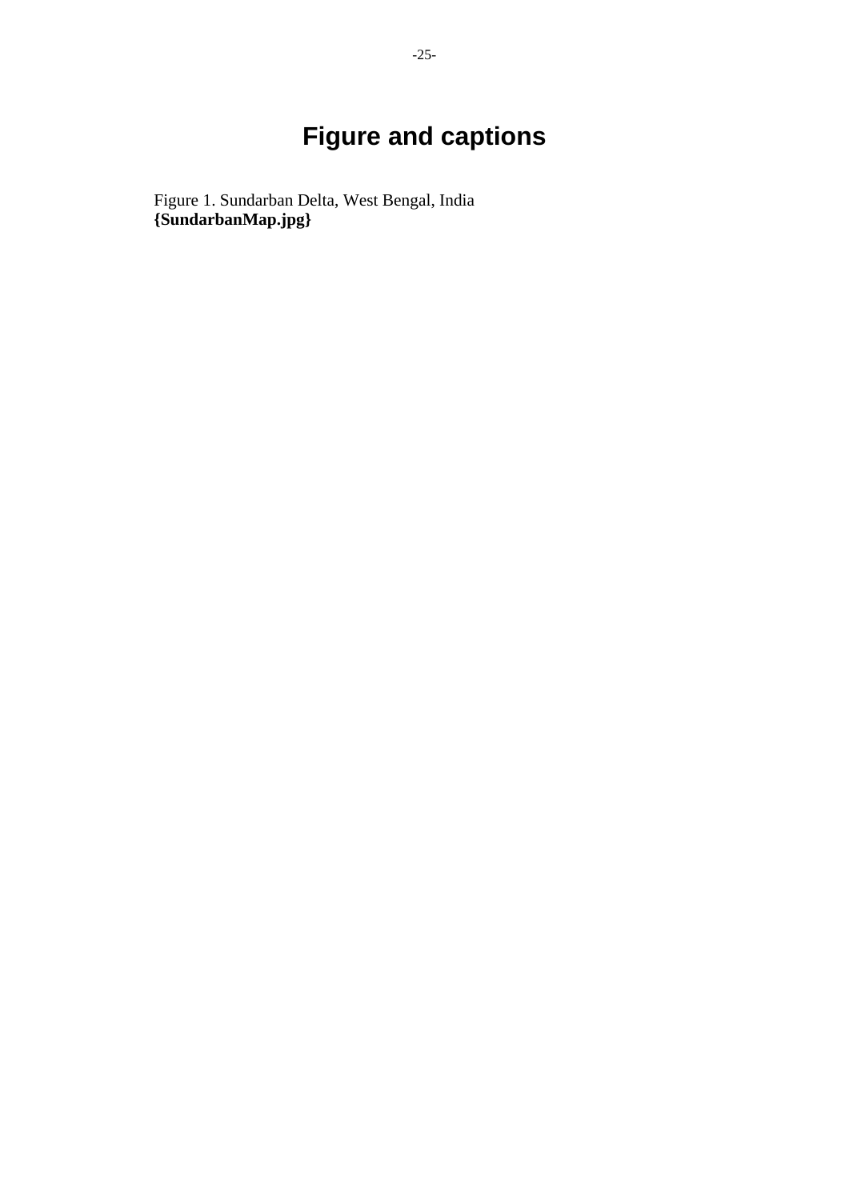# Figure and captions

Figure 1. Sundarban Delta, West Bengal, India
**{SundarbanMap.jpg}**